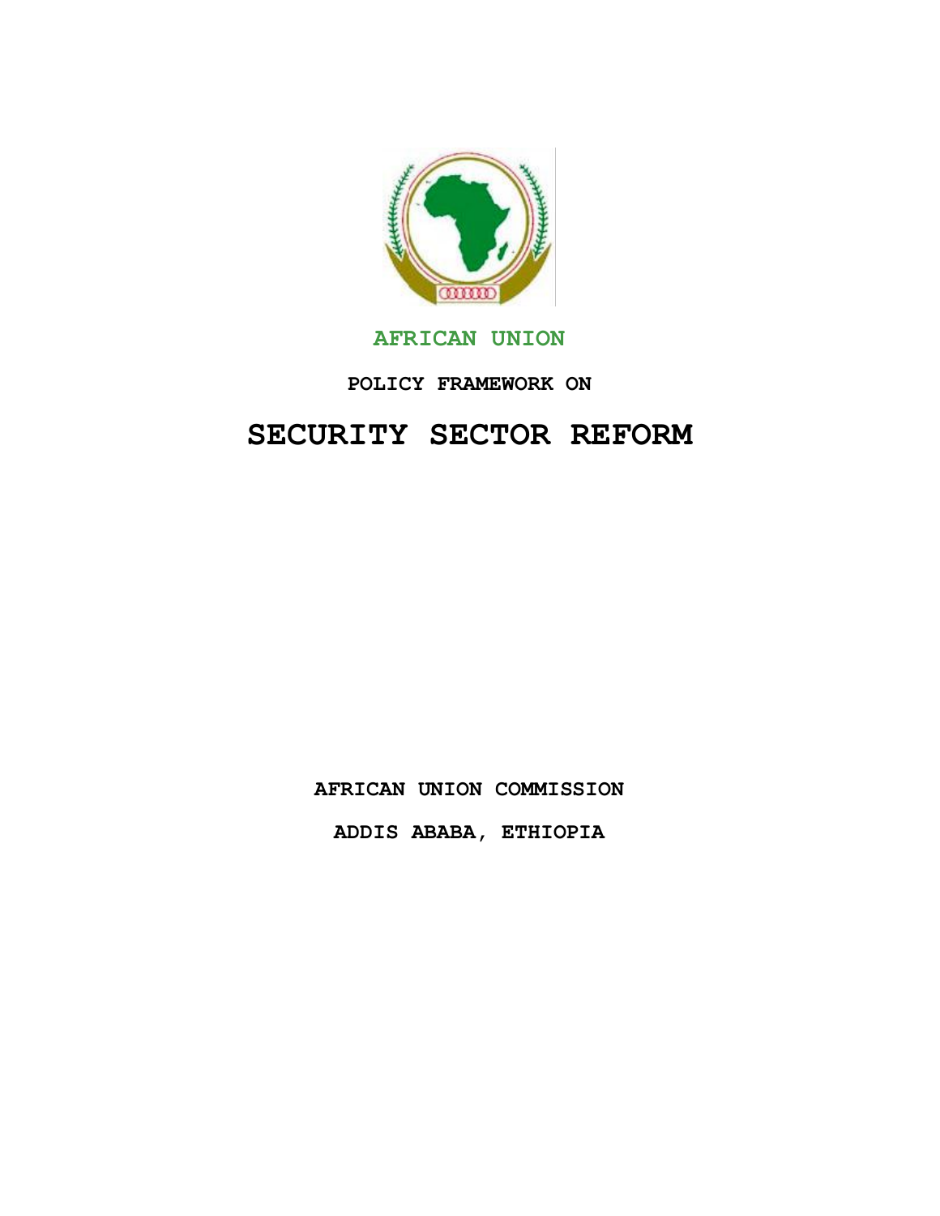**AFRICAN UNION**

**POLICY FRAMEWORK ON**

# SECURITY SECTOR REFORM

**AFRICAN UNION COMMISSION**

**ADDIS ABABA, ETHIOPIA**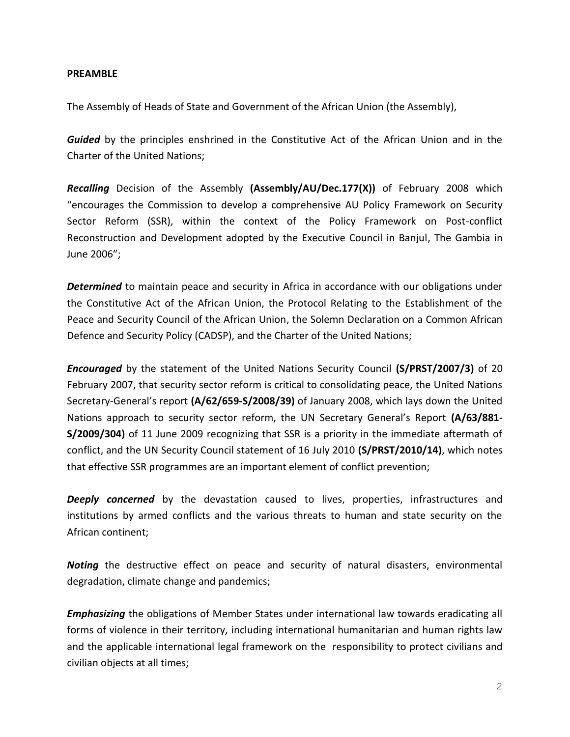**PREAMBLE**

The Assembly of Heads of State and Government of the African Union (the Assembly),

***Guided*** by the principles enshrined in the Constitutive Act of the African Union and in the Charter of the United Nations;

***Recalling*** Decision of the Assembly **(Assembly/AU/Dec.177(X))** of February 2008 which "encourages the Commission to develop a comprehensive AU Policy Framework on Security Sector Reform (SSR), within the context of the Policy Framework on Post-conflict Reconstruction and Development adopted by the Executive Council in Banjul, The Gambia in June 2006";

***Determined*** to maintain peace and security in Africa in accordance with our obligations under the Constitutive Act of the African Union, the Protocol Relating to the Establishment of the Peace and Security Council of the African Union, the Solemn Declaration on a Common African Defence and Security Policy (CADSP), and the Charter of the United Nations;

***Encouraged*** by the statement of the United Nations Security Council **(S/PRST/2007/3)** of 20 February 2007, that security sector reform is critical to consolidating peace, the United Nations Secretary-General's report **(A/62/659-S/2008/39)** of January 2008, which lays down the United Nations approach to security sector reform, the UN Secretary General's Report **(A/63/881-S/2009/304)** of 11 June 2009 recognizing that SSR is a priority in the immediate aftermath of conflict, and the UN Security Council statement of 16 July 2010 **(S/PRST/2010/14)**, which notes that effective SSR programmes are an important element of conflict prevention;

***Deeply concerned*** by the devastation caused to lives, properties, infrastructures and institutions by armed conflicts and the various threats to human and state security on the African continent;

***Noting*** the destructive effect on peace and security of natural disasters, environmental degradation, climate change and pandemics;

***Emphasizing*** the obligations of Member States under international law towards eradicating all forms of violence in their territory, including international humanitarian and human rights law and the applicable international legal framework on the responsibility to protect civilians and civilian objects at all times;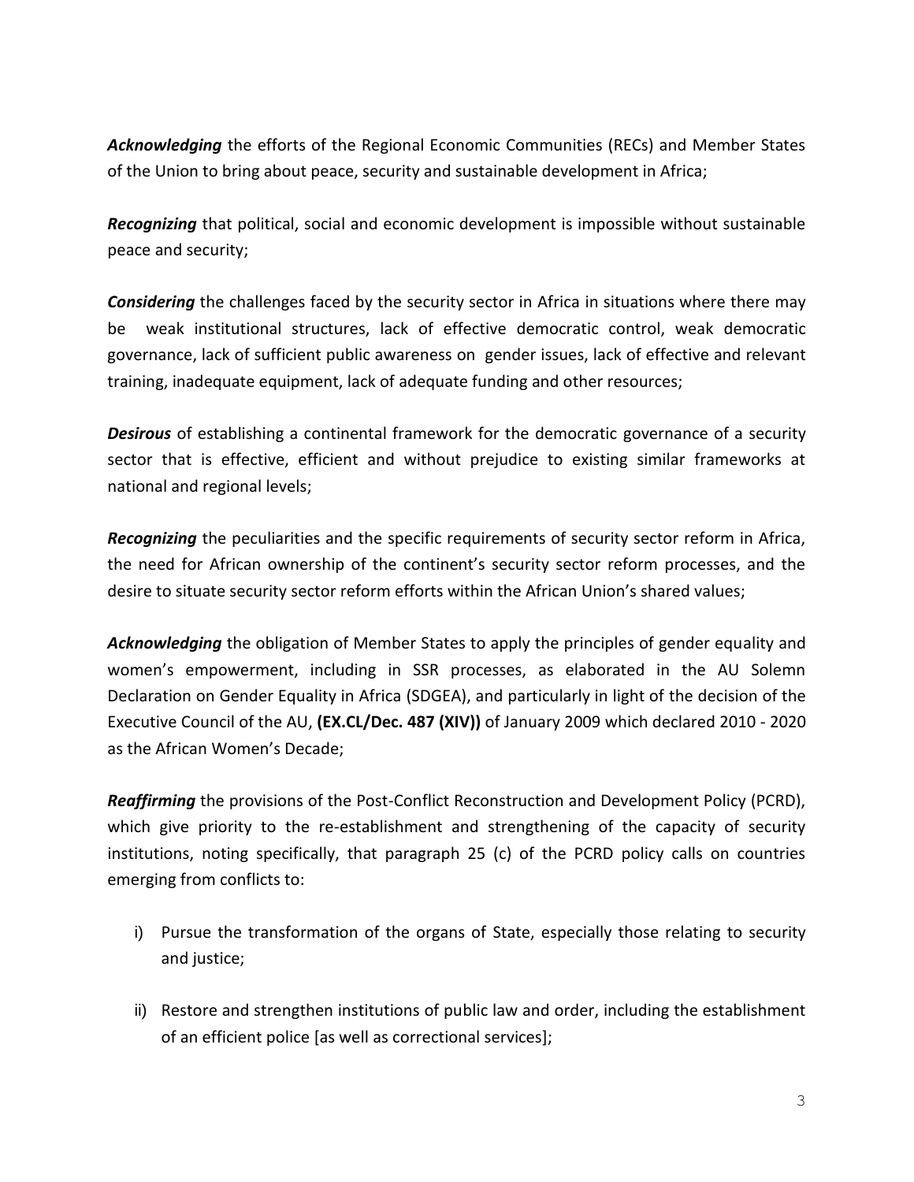***Acknowledging*** the efforts of the Regional Economic Communities (RECs) and Member States of the Union to bring about peace, security and sustainable development in Africa;

***Recognizing*** that political, social and economic development is impossible without sustainable peace and security;

***Considering*** the challenges faced by the security sector in Africa in situations where there may be weak institutional structures, lack of effective democratic control, weak democratic governance, lack of sufficient public awareness on gender issues, lack of effective and relevant training, inadequate equipment, lack of adequate funding and other resources;

***Desirous*** of establishing a continental framework for the democratic governance of a security sector that is effective, efficient and without prejudice to existing similar frameworks at national and regional levels;

***Recognizing*** the peculiarities and the specific requirements of security sector reform in Africa, the need for African ownership of the continent's security sector reform processes, and the desire to situate security sector reform efforts within the African Union's shared values;

***Acknowledging*** the obligation of Member States to apply the principles of gender equality and women's empowerment, including in SSR processes, as elaborated in the AU Solemn Declaration on Gender Equality in Africa (SDGEA), and particularly in light of the decision of the Executive Council of the AU, **(EX.CL/Dec. 487 (XIV))** of January 2009 which declared 2010 - 2020 as the African Women's Decade;

***Reaffirming*** the provisions of the Post-Conflict Reconstruction and Development Policy (PCRD), which give priority to the re-establishment and strengthening of the capacity of security institutions, noting specifically, that paragraph 25 (c) of the PCRD policy calls on countries emerging from conflicts to:

i) Pursue the transformation of the organs of State, especially those relating to security and justice;

ii) Restore and strengthen institutions of public law and order, including the establishment of an efficient police [as well as correctional services];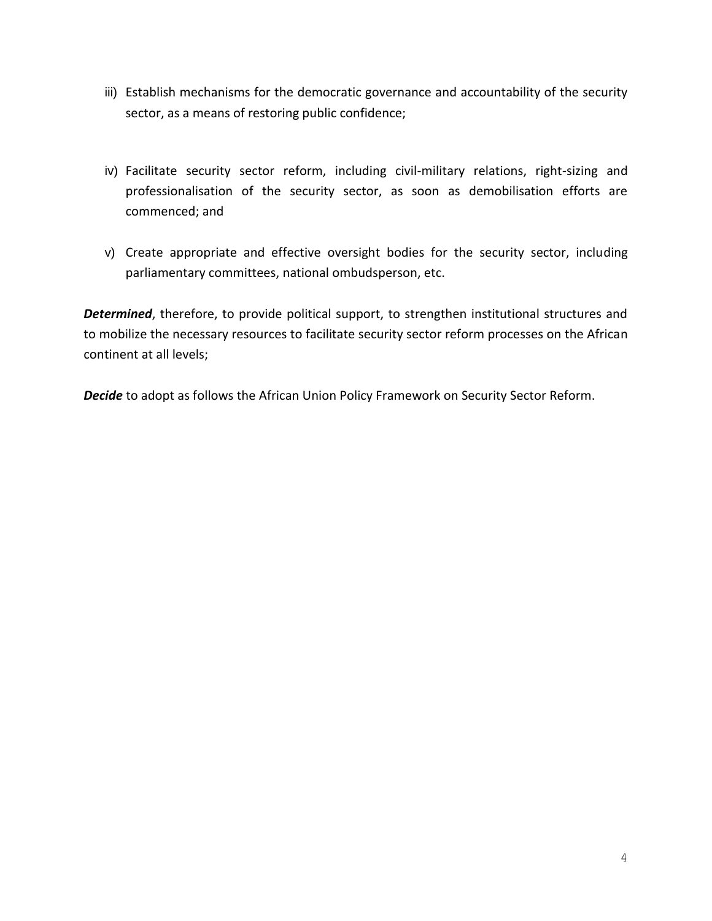iii) Establish mechanisms for the democratic governance and accountability of the security sector, as a means of restoring public confidence;

iv) Facilitate security sector reform, including civil-military relations, right-sizing and professionalisation of the security sector, as soon as demobilisation efforts are commenced; and

v) Create appropriate and effective oversight bodies for the security sector, including parliamentary committees, national ombudsperson, etc.

***Determined***, therefore, to provide political support, to strengthen institutional structures and to mobilize the necessary resources to facilitate security sector reform processes on the African continent at all levels;

***Decide*** to adopt as follows the African Union Policy Framework on Security Sector Reform.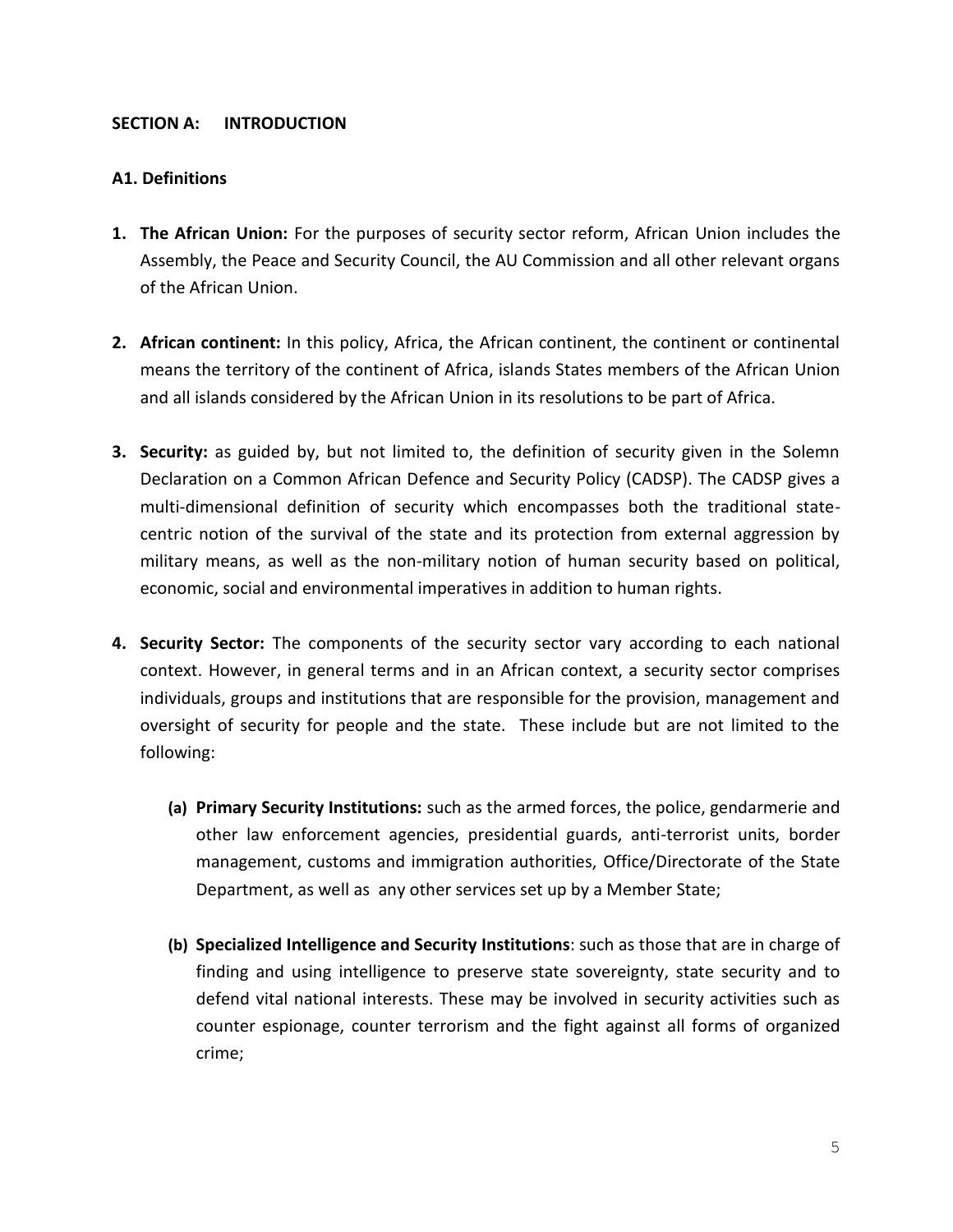## SECTION A: INTRODUCTION

### A1. Definitions

1. **The African Union:** For the purposes of security sector reform, African Union includes the Assembly, the Peace and Security Council, the AU Commission and all other relevant organs of the African Union.

2. **African continent:** In this policy, Africa, the African continent, the continent or continental means the territory of the continent of Africa, islands States members of the African Union and all islands considered by the African Union in its resolutions to be part of Africa.

3. **Security:** as guided by, but not limited to, the definition of security given in the Solemn Declaration on a Common African Defence and Security Policy (CADSP). The CADSP gives a multi-dimensional definition of security which encompasses both the traditional state-centric notion of the survival of the state and its protection from external aggression by military means, as well as the non-military notion of human security based on political, economic, social and environmental imperatives in addition to human rights.

4. **Security Sector:** The components of the security sector vary according to each national context. However, in general terms and in an African context, a security sector comprises individuals, groups and institutions that are responsible for the provision, management and oversight of security for people and the state. These include but are not limited to the following:

   **(a) Primary Security Institutions:** such as the armed forces, the police, gendarmerie and other law enforcement agencies, presidential guards, anti-terrorist units, border management, customs and immigration authorities, Office/Directorate of the State Department, as well as any other services set up by a Member State;

   **(b) Specialized Intelligence and Security Institutions**: such as those that are in charge of finding and using intelligence to preserve state sovereignty, state security and to defend vital national interests. These may be involved in security activities such as counter espionage, counter terrorism and the fight against all forms of organized crime;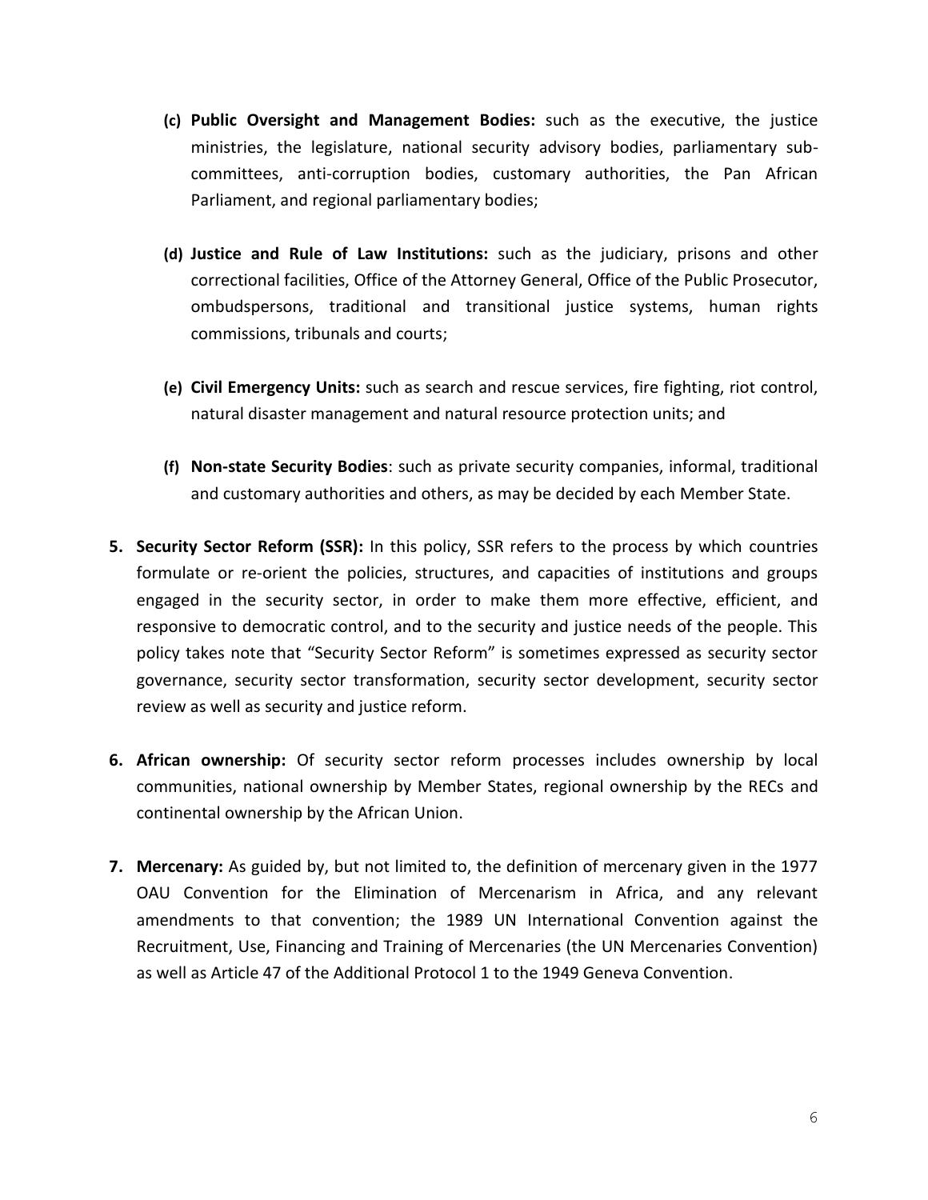(c) **Public Oversight and Management Bodies:** such as the executive, the justice ministries, the legislature, national security advisory bodies, parliamentary sub-committees, anti-corruption bodies, customary authorities, the Pan African Parliament, and regional parliamentary bodies;

(d) **Justice and Rule of Law Institutions:** such as the judiciary, prisons and other correctional facilities, Office of the Attorney General, Office of the Public Prosecutor, ombudspersons, traditional and transitional justice systems, human rights commissions, tribunals and courts;

(e) **Civil Emergency Units:** such as search and rescue services, fire fighting, riot control, natural disaster management and natural resource protection units; and

(f) **Non-state Security Bodies**: such as private security companies, informal, traditional and customary authorities and others, as may be decided by each Member State.

5. **Security Sector Reform (SSR):** In this policy, SSR refers to the process by which countries formulate or re-orient the policies, structures, and capacities of institutions and groups engaged in the security sector, in order to make them more effective, efficient, and responsive to democratic control, and to the security and justice needs of the people. This policy takes note that "Security Sector Reform" is sometimes expressed as security sector governance, security sector transformation, security sector development, security sector review as well as security and justice reform.

6. **African ownership:** Of security sector reform processes includes ownership by local communities, national ownership by Member States, regional ownership by the RECs and continental ownership by the African Union.

7. **Mercenary:** As guided by, but not limited to, the definition of mercenary given in the 1977 OAU Convention for the Elimination of Mercenarism in Africa, and any relevant amendments to that convention; the 1989 UN International Convention against the Recruitment, Use, Financing and Training of Mercenaries (the UN Mercenaries Convention) as well as Article 47 of the Additional Protocol 1 to the 1949 Geneva Convention.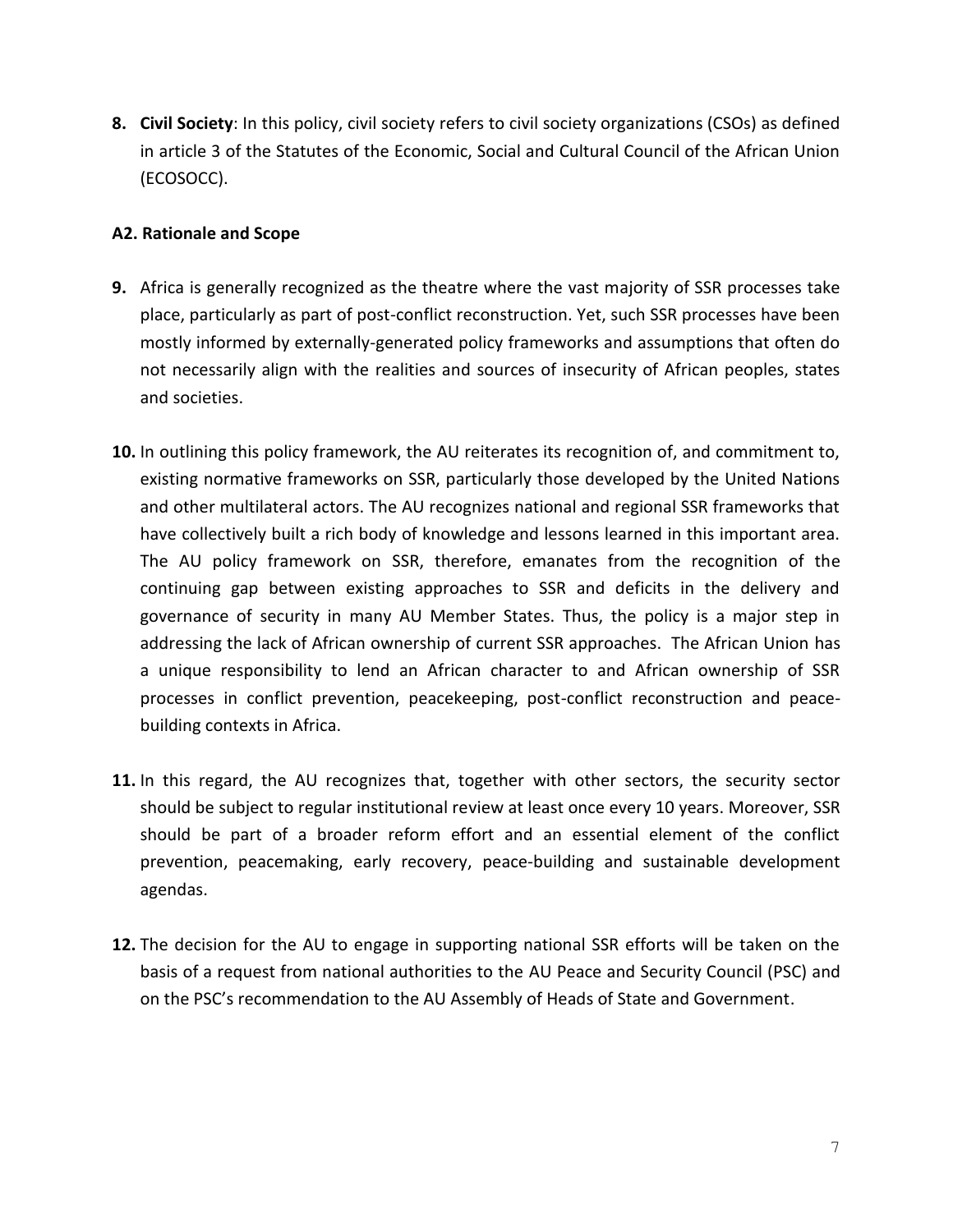**8. Civil Society**: In this policy, civil society refers to civil society organizations (CSOs) as defined in article 3 of the Statutes of the Economic, Social and Cultural Council of the African Union (ECOSOCC).

### A2. Rationale and Scope

**9.** Africa is generally recognized as the theatre where the vast majority of SSR processes take place, particularly as part of post-conflict reconstruction. Yet, such SSR processes have been mostly informed by externally-generated policy frameworks and assumptions that often do not necessarily align with the realities and sources of insecurity of African peoples, states and societies.

**10.** In outlining this policy framework, the AU reiterates its recognition of, and commitment to, existing normative frameworks on SSR, particularly those developed by the United Nations and other multilateral actors. The AU recognizes national and regional SSR frameworks that have collectively built a rich body of knowledge and lessons learned in this important area. The AU policy framework on SSR, therefore, emanates from the recognition of the continuing gap between existing approaches to SSR and deficits in the delivery and governance of security in many AU Member States. Thus, the policy is a major step in addressing the lack of African ownership of current SSR approaches. The African Union has a unique responsibility to lend an African character to and African ownership of SSR processes in conflict prevention, peacekeeping, post-conflict reconstruction and peace-building contexts in Africa.

**11.** In this regard, the AU recognizes that, together with other sectors, the security sector should be subject to regular institutional review at least once every 10 years. Moreover, SSR should be part of a broader reform effort and an essential element of the conflict prevention, peacemaking, early recovery, peace-building and sustainable development agendas.

**12.** The decision for the AU to engage in supporting national SSR efforts will be taken on the basis of a request from national authorities to the AU Peace and Security Council (PSC) and on the PSC's recommendation to the AU Assembly of Heads of State and Government.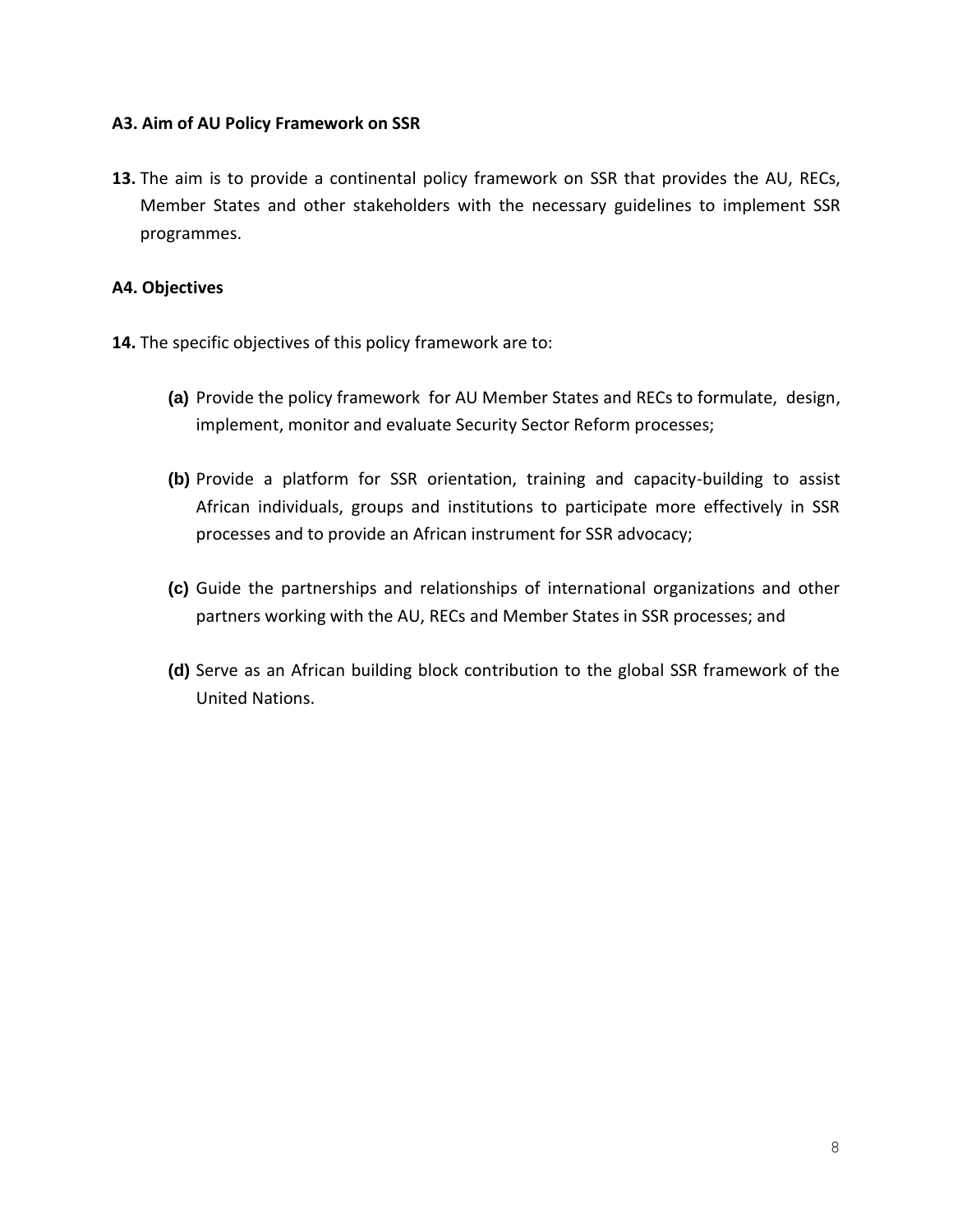### A3. Aim of AU Policy Framework on SSR

**13.** The aim is to provide a continental policy framework on SSR that provides the AU, RECs, Member States and other stakeholders with the necessary guidelines to implement SSR programmes.

### A4. Objectives

**14.** The specific objectives of this policy framework are to:

**(a)** Provide the policy framework for AU Member States and RECs to formulate, design, implement, monitor and evaluate Security Sector Reform processes;

**(b)** Provide a platform for SSR orientation, training and capacity-building to assist African individuals, groups and institutions to participate more effectively in SSR processes and to provide an African instrument for SSR advocacy;

**(c)** Guide the partnerships and relationships of international organizations and other partners working with the AU, RECs and Member States in SSR processes; and

**(d)** Serve as an African building block contribution to the global SSR framework of the United Nations.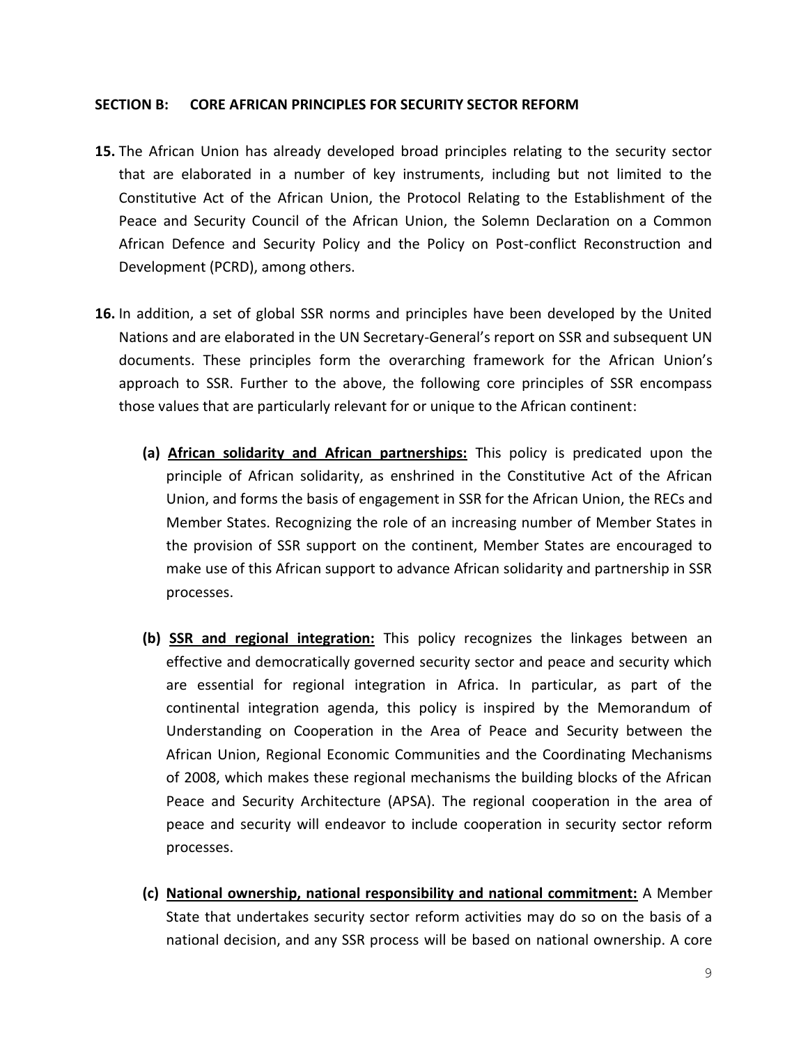## SECTION B: CORE AFRICAN PRINCIPLES FOR SECURITY SECTOR REFORM

**15.** The African Union has already developed broad principles relating to the security sector that are elaborated in a number of key instruments, including but not limited to the Constitutive Act of the African Union, the Protocol Relating to the Establishment of the Peace and Security Council of the African Union, the Solemn Declaration on a Common African Defence and Security Policy and the Policy on Post-conflict Reconstruction and Development (PCRD), among others.

**16.** In addition, a set of global SSR norms and principles have been developed by the United Nations and are elaborated in the UN Secretary-General's report on SSR and subsequent UN documents. These principles form the overarching framework for the African Union's approach to SSR. Further to the above, the following core principles of SSR encompass those values that are particularly relevant for or unique to the African continent:

**(a)** **<u>African solidarity and African partnerships:</u>** This policy is predicated upon the principle of African solidarity, as enshrined in the Constitutive Act of the African Union, and forms the basis of engagement in SSR for the African Union, the RECs and Member States. Recognizing the role of an increasing number of Member States in the provision of SSR support on the continent, Member States are encouraged to make use of this African support to advance African solidarity and partnership in SSR processes.

**(b)** **<u>SSR and regional integration:</u>** This policy recognizes the linkages between an effective and democratically governed security sector and peace and security which are essential for regional integration in Africa. In particular, as part of the continental integration agenda, this policy is inspired by the Memorandum of Understanding on Cooperation in the Area of Peace and Security between the African Union, Regional Economic Communities and the Coordinating Mechanisms of 2008, which makes these regional mechanisms the building blocks of the African Peace and Security Architecture (APSA). The regional cooperation in the area of peace and security will endeavor to include cooperation in security sector reform processes.

**(c)** **<u>National ownership, national responsibility and national commitment:</u>** A Member State that undertakes security sector reform activities may do so on the basis of a national decision, and any SSR process will be based on national ownership. A core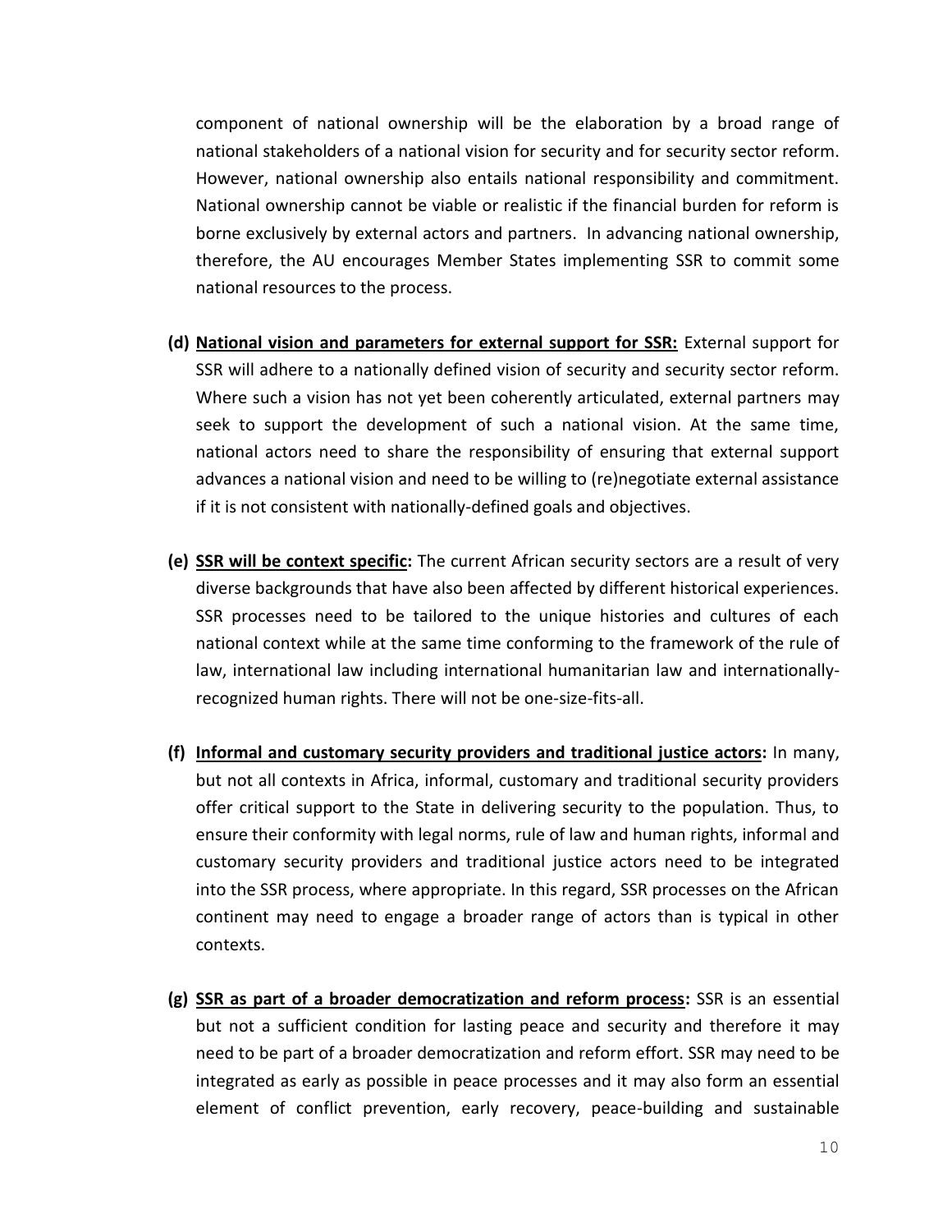component of national ownership will be the elaboration by a broad range of national stakeholders of a national vision for security and for security sector reform. However, national ownership also entails national responsibility and commitment. National ownership cannot be viable or realistic if the financial burden for reform is borne exclusively by external actors and partners. In advancing national ownership, therefore, the AU encourages Member States implementing SSR to commit some national resources to the process.

**(d) National vision and parameters for external support for SSR:** External support for SSR will adhere to a nationally defined vision of security and security sector reform. Where such a vision has not yet been coherently articulated, external partners may seek to support the development of such a national vision. At the same time, national actors need to share the responsibility of ensuring that external support advances a national vision and need to be willing to (re)negotiate external assistance if it is not consistent with nationally-defined goals and objectives.

**(e) SSR will be context specific:** The current African security sectors are a result of very diverse backgrounds that have also been affected by different historical experiences. SSR processes need to be tailored to the unique histories and cultures of each national context while at the same time conforming to the framework of the rule of law, international law including international humanitarian law and internationally-recognized human rights. There will not be one-size-fits-all.

**(f) Informal and customary security providers and traditional justice actors:** In many, but not all contexts in Africa, informal, customary and traditional security providers offer critical support to the State in delivering security to the population. Thus, to ensure their conformity with legal norms, rule of law and human rights, informal and customary security providers and traditional justice actors need to be integrated into the SSR process, where appropriate. In this regard, SSR processes on the African continent may need to engage a broader range of actors than is typical in other contexts.

**(g) SSR as part of a broader democratization and reform process:** SSR is an essential but not a sufficient condition for lasting peace and security and therefore it may need to be part of a broader democratization and reform effort. SSR may need to be integrated as early as possible in peace processes and it may also form an essential element of conflict prevention, early recovery, peace-building and sustainable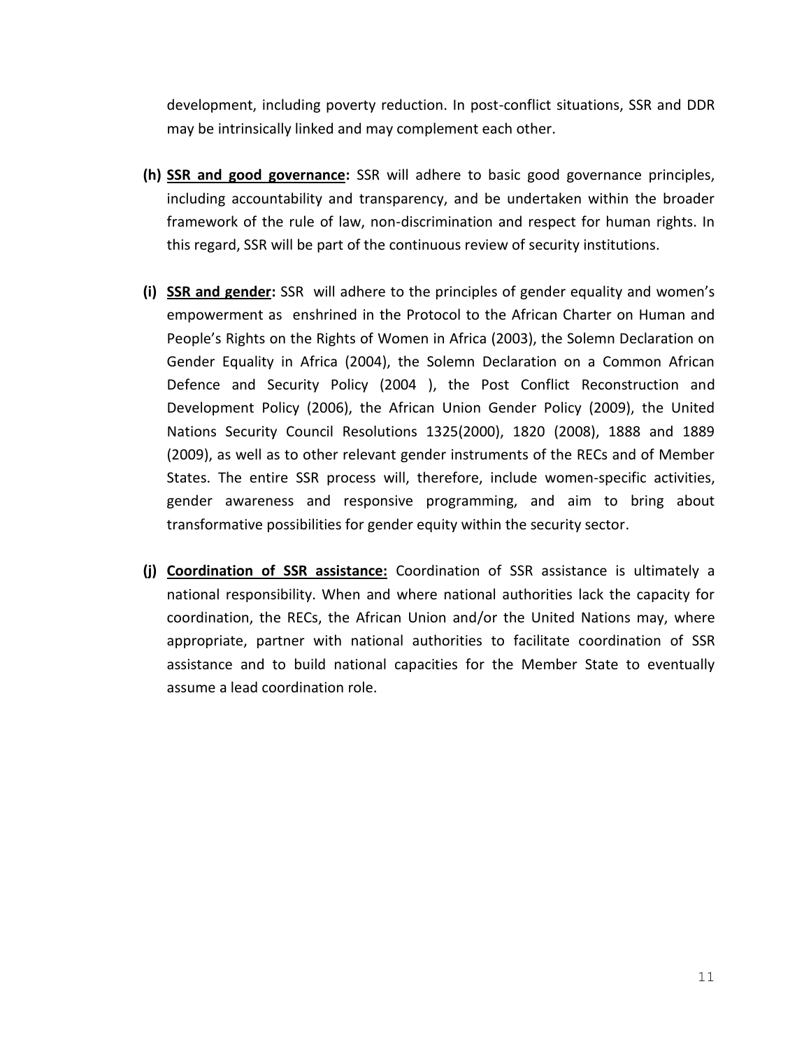development, including poverty reduction. In post-conflict situations, SSR and DDR may be intrinsically linked and may complement each other.

**(h)** **SSR and good governance:** SSR will adhere to basic good governance principles, including accountability and transparency, and be undertaken within the broader framework of the rule of law, non-discrimination and respect for human rights. In this regard, SSR will be part of the continuous review of security institutions.

**(i)** **SSR and gender:** SSR will adhere to the principles of gender equality and women's empowerment as enshrined in the Protocol to the African Charter on Human and People's Rights on the Rights of Women in Africa (2003), the Solemn Declaration on Gender Equality in Africa (2004), the Solemn Declaration on a Common African Defence and Security Policy (2004 ), the Post Conflict Reconstruction and Development Policy (2006), the African Union Gender Policy (2009), the United Nations Security Council Resolutions 1325(2000), 1820 (2008), 1888 and 1889 (2009), as well as to other relevant gender instruments of the RECs and of Member States. The entire SSR process will, therefore, include women-specific activities, gender awareness and responsive programming, and aim to bring about transformative possibilities for gender equity within the security sector.

**(j)** **Coordination of SSR assistance:** Coordination of SSR assistance is ultimately a national responsibility. When and where national authorities lack the capacity for coordination, the RECs, the African Union and/or the United Nations may, where appropriate, partner with national authorities to facilitate coordination of SSR assistance and to build national capacities for the Member State to eventually assume a lead coordination role.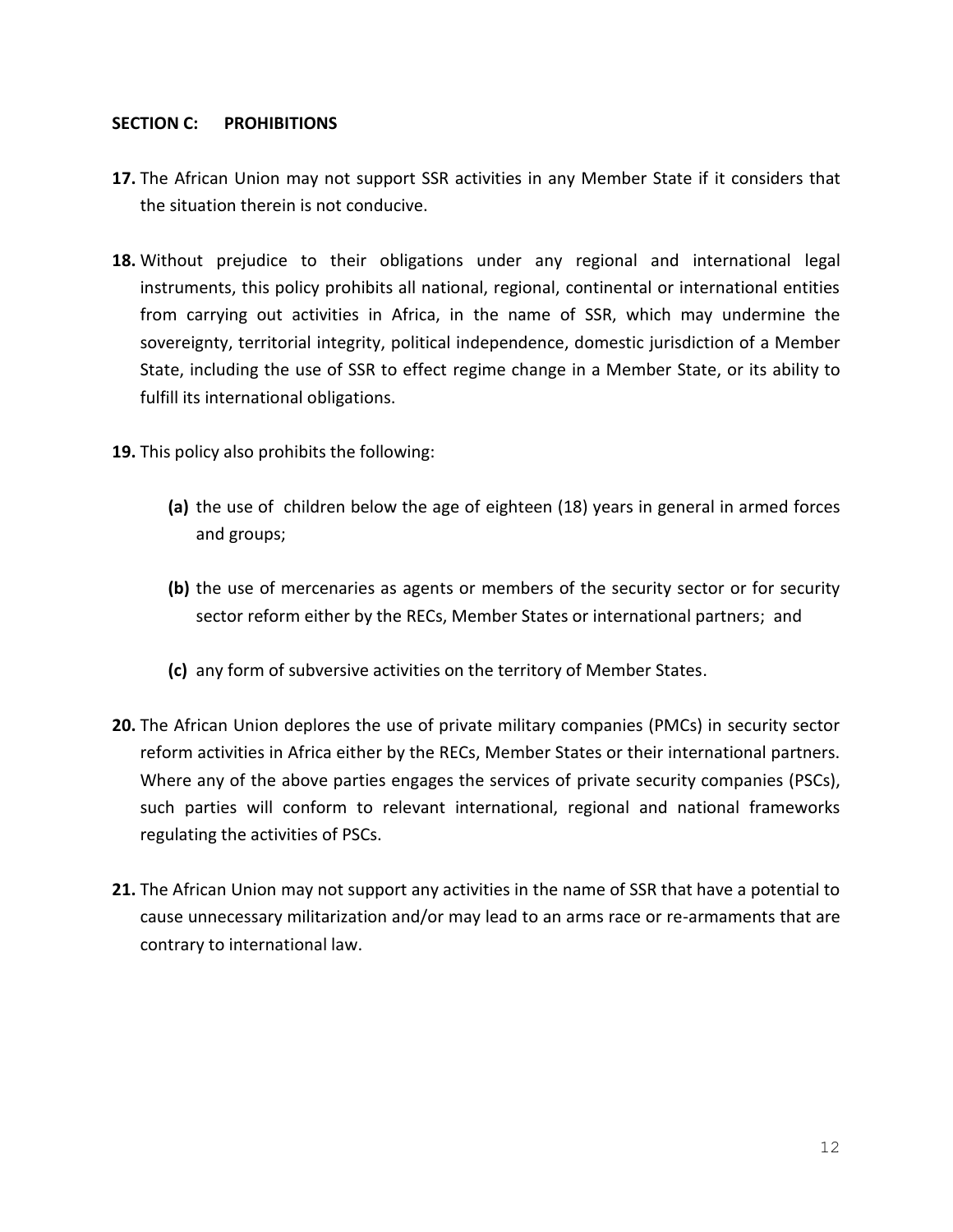## SECTION C: PROHIBITIONS

**17.** The African Union may not support SSR activities in any Member State if it considers that the situation therein is not conducive.

**18.** Without prejudice to their obligations under any regional and international legal instruments, this policy prohibits all national, regional, continental or international entities from carrying out activities in Africa, in the name of SSR, which may undermine the sovereignty, territorial integrity, political independence, domestic jurisdiction of a Member State, including the use of SSR to effect regime change in a Member State, or its ability to fulfill its international obligations.

**19.** This policy also prohibits the following:

- **(a)** the use of children below the age of eighteen (18) years in general in armed forces and groups;
- **(b)** the use of mercenaries as agents or members of the security sector or for security sector reform either by the RECs, Member States or international partners; and
- **(c)** any form of subversive activities on the territory of Member States.

**20.** The African Union deplores the use of private military companies (PMCs) in security sector reform activities in Africa either by the RECs, Member States or their international partners. Where any of the above parties engages the services of private security companies (PSCs), such parties will conform to relevant international, regional and national frameworks regulating the activities of PSCs.

**21.** The African Union may not support any activities in the name of SSR that have a potential to cause unnecessary militarization and/or may lead to an arms race or re-armaments that are contrary to international law.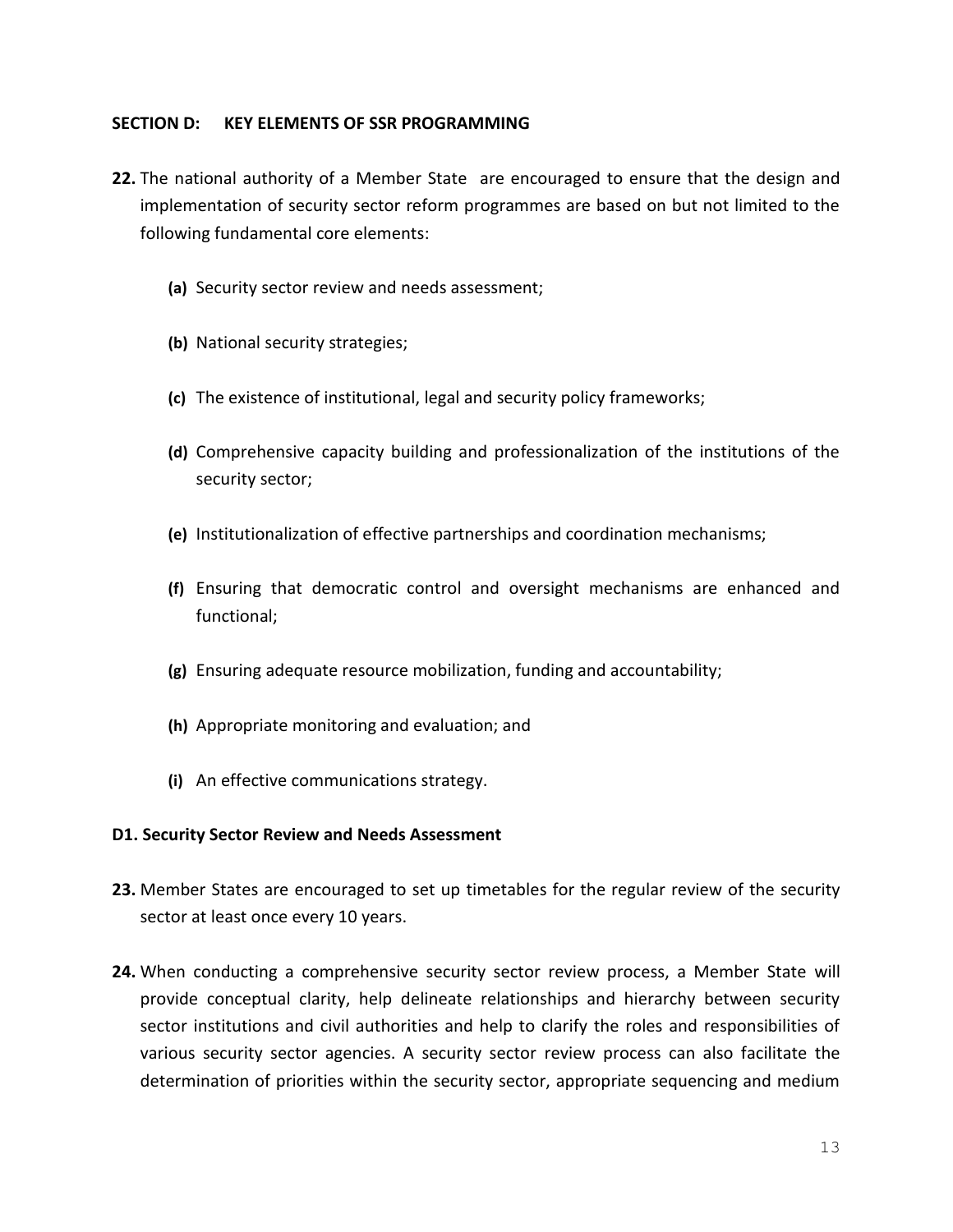## SECTION D: KEY ELEMENTS OF SSR PROGRAMMING

**22.** The national authority of a Member State are encouraged to ensure that the design and implementation of security sector reform programmes are based on but not limited to the following fundamental core elements:

- **(a)** Security sector review and needs assessment;
- **(b)** National security strategies;
- **(c)** The existence of institutional, legal and security policy frameworks;
- **(d)** Comprehensive capacity building and professionalization of the institutions of the security sector;
- **(e)** Institutionalization of effective partnerships and coordination mechanisms;
- **(f)** Ensuring that democratic control and oversight mechanisms are enhanced and functional;
- **(g)** Ensuring adequate resource mobilization, funding and accountability;
- **(h)** Appropriate monitoring and evaluation; and
- **(i)** An effective communications strategy.

### D1. Security Sector Review and Needs Assessment

**23.** Member States are encouraged to set up timetables for the regular review of the security sector at least once every 10 years.

**24.** When conducting a comprehensive security sector review process, a Member State will provide conceptual clarity, help delineate relationships and hierarchy between security sector institutions and civil authorities and help to clarify the roles and responsibilities of various security sector agencies. A security sector review process can also facilitate the determination of priorities within the security sector, appropriate sequencing and medium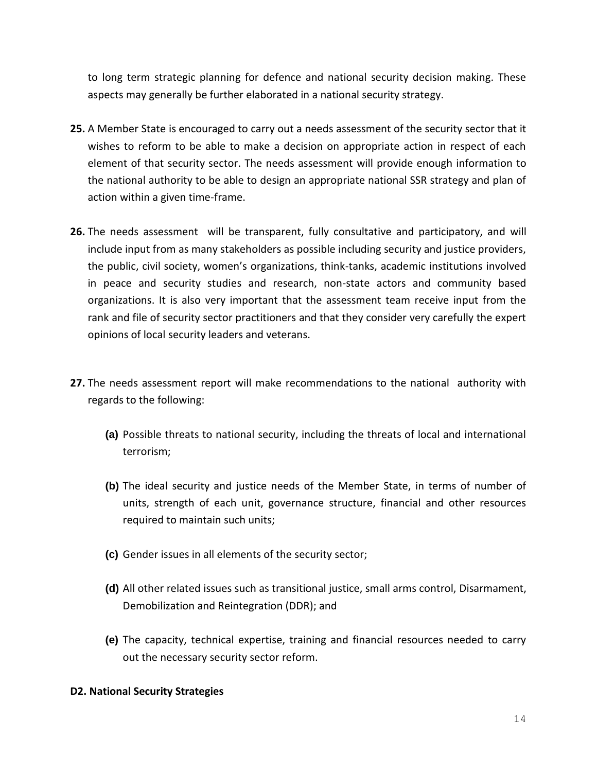to long term strategic planning for defence and national security decision making. These aspects may generally be further elaborated in a national security strategy.

**25.** A Member State is encouraged to carry out a needs assessment of the security sector that it wishes to reform to be able to make a decision on appropriate action in respect of each element of that security sector. The needs assessment will provide enough information to the national authority to be able to design an appropriate national SSR strategy and plan of action within a given time-frame.

**26.** The needs assessment will be transparent, fully consultative and participatory, and will include input from as many stakeholders as possible including security and justice providers, the public, civil society, women's organizations, think-tanks, academic institutions involved in peace and security studies and research, non-state actors and community based organizations. It is also very important that the assessment team receive input from the rank and file of security sector practitioners and that they consider very carefully the expert opinions of local security leaders and veterans.

**27.** The needs assessment report will make recommendations to the national authority with regards to the following:

- **(a)** Possible threats to national security, including the threats of local and international terrorism;
- **(b)** The ideal security and justice needs of the Member State, in terms of number of units, strength of each unit, governance structure, financial and other resources required to maintain such units;
- **(c)** Gender issues in all elements of the security sector;
- **(d)** All other related issues such as transitional justice, small arms control, Disarmament, Demobilization and Reintegration (DDR); and
- **(e)** The capacity, technical expertise, training and financial resources needed to carry out the necessary security sector reform.

**D2. National Security Strategies**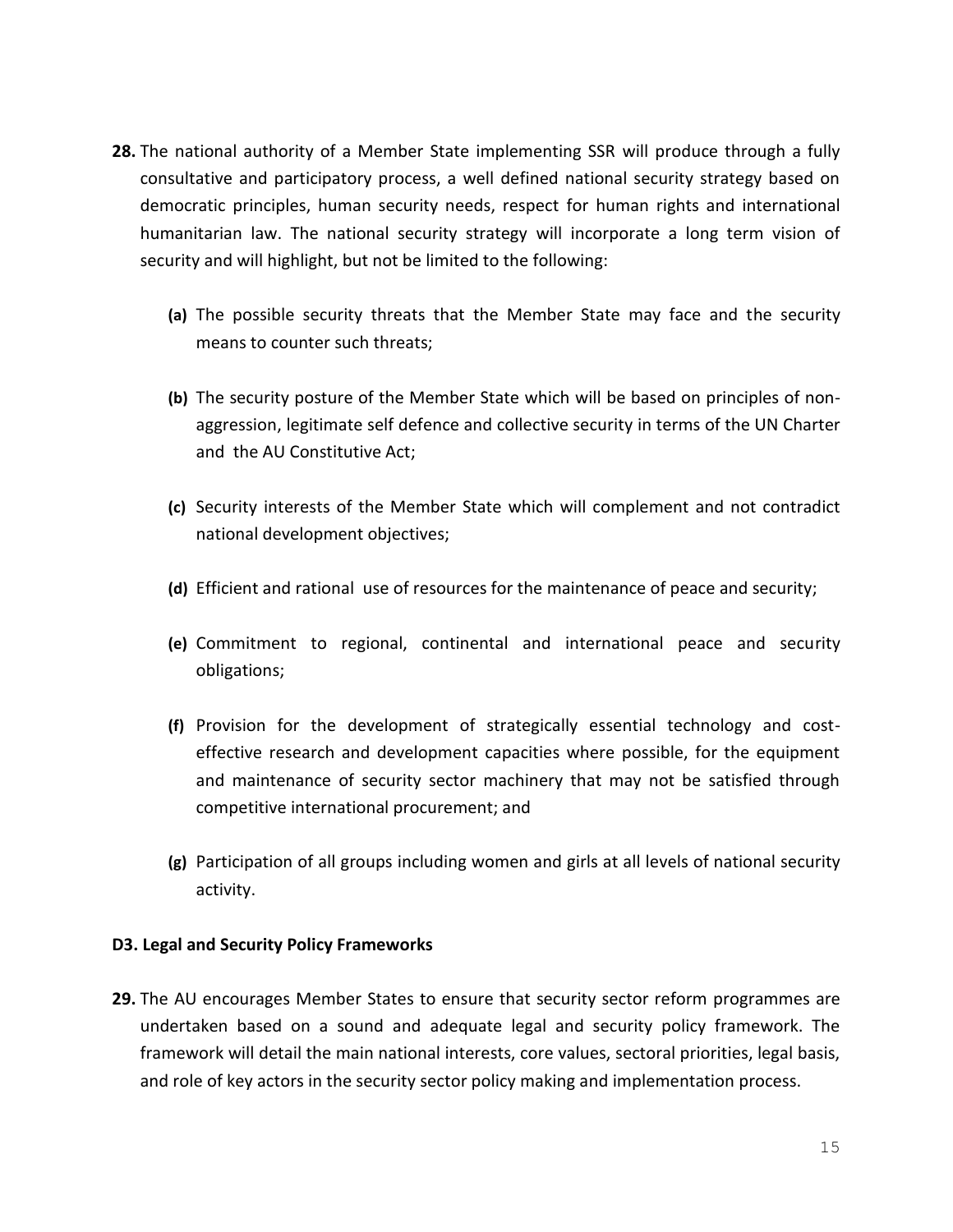**28.** The national authority of a Member State implementing SSR will produce through a fully consultative and participatory process, a well defined national security strategy based on democratic principles, human security needs, respect for human rights and international humanitarian law. The national security strategy will incorporate a long term vision of security and will highlight, but not be limited to the following:

- **(a)** The possible security threats that the Member State may face and the security means to counter such threats;
- **(b)** The security posture of the Member State which will be based on principles of non-aggression, legitimate self defence and collective security in terms of the UN Charter and the AU Constitutive Act;
- **(c)** Security interests of the Member State which will complement and not contradict national development objectives;
- **(d)** Efficient and rational use of resources for the maintenance of peace and security;
- **(e)** Commitment to regional, continental and international peace and security obligations;
- **(f)** Provision for the development of strategically essential technology and cost-effective research and development capacities where possible, for the equipment and maintenance of security sector machinery that may not be satisfied through competitive international procurement; and
- **(g)** Participation of all groups including women and girls at all levels of national security activity.

**D3. Legal and Security Policy Frameworks**

**29.** The AU encourages Member States to ensure that security sector reform programmes are undertaken based on a sound and adequate legal and security policy framework. The framework will detail the main national interests, core values, sectoral priorities, legal basis, and role of key actors in the security sector policy making and implementation process.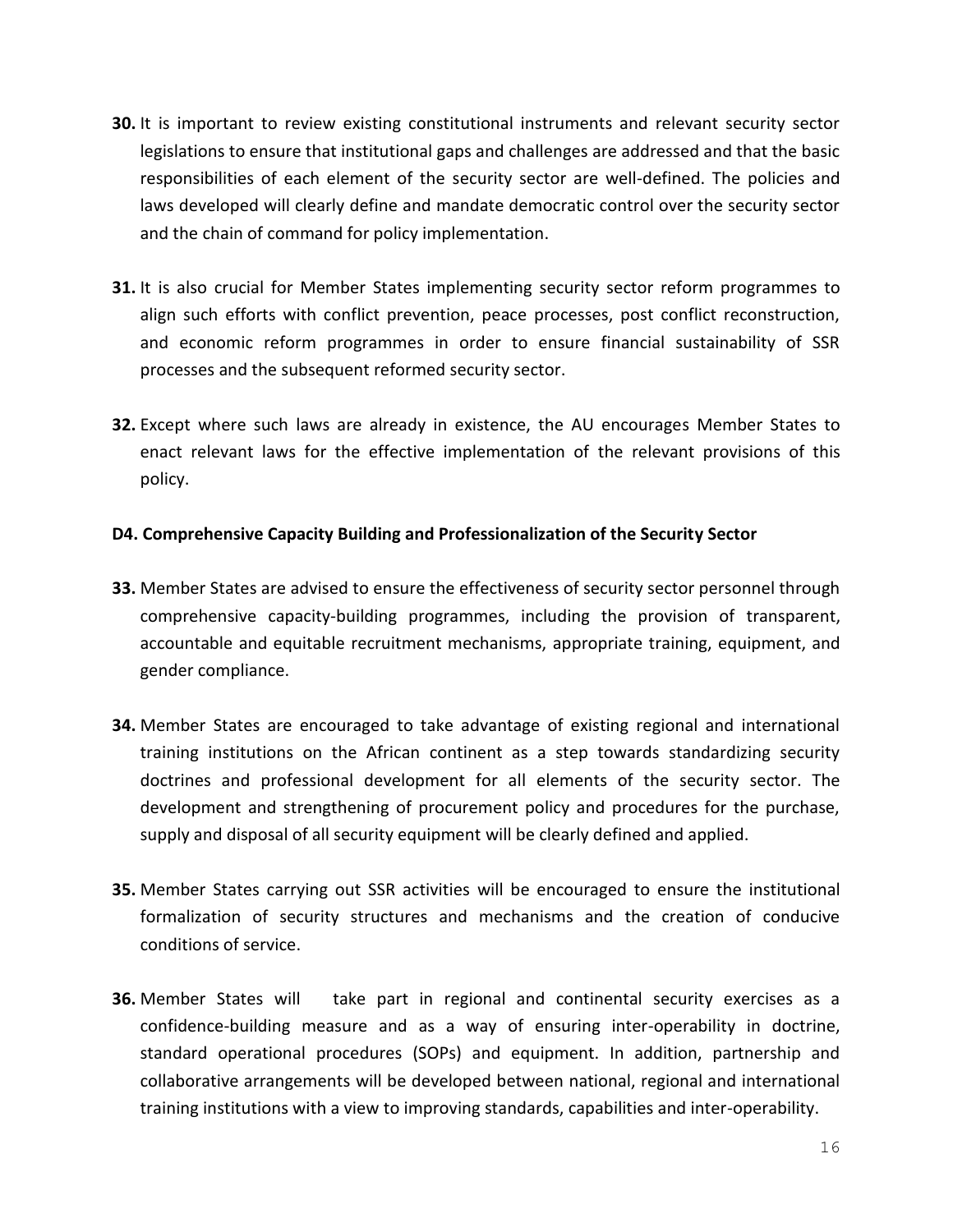**30.** It is important to review existing constitutional instruments and relevant security sector legislations to ensure that institutional gaps and challenges are addressed and that the basic responsibilities of each element of the security sector are well-defined. The policies and laws developed will clearly define and mandate democratic control over the security sector and the chain of command for policy implementation.

**31.** It is also crucial for Member States implementing security sector reform programmes to align such efforts with conflict prevention, peace processes, post conflict reconstruction, and economic reform programmes in order to ensure financial sustainability of SSR processes and the subsequent reformed security sector.

**32.** Except where such laws are already in existence, the AU encourages Member States to enact relevant laws for the effective implementation of the relevant provisions of this policy.

**D4. Comprehensive Capacity Building and Professionalization of the Security Sector**

**33.** Member States are advised to ensure the effectiveness of security sector personnel through comprehensive capacity-building programmes, including the provision of transparent, accountable and equitable recruitment mechanisms, appropriate training, equipment, and gender compliance.

**34.** Member States are encouraged to take advantage of existing regional and international training institutions on the African continent as a step towards standardizing security doctrines and professional development for all elements of the security sector. The development and strengthening of procurement policy and procedures for the purchase, supply and disposal of all security equipment will be clearly defined and applied.

**35.** Member States carrying out SSR activities will be encouraged to ensure the institutional formalization of security structures and mechanisms and the creation of conducive conditions of service.

**36.** Member States will take part in regional and continental security exercises as a confidence-building measure and as a way of ensuring inter-operability in doctrine, standard operational procedures (SOPs) and equipment. In addition, partnership and collaborative arrangements will be developed between national, regional and international training institutions with a view to improving standards, capabilities and inter-operability.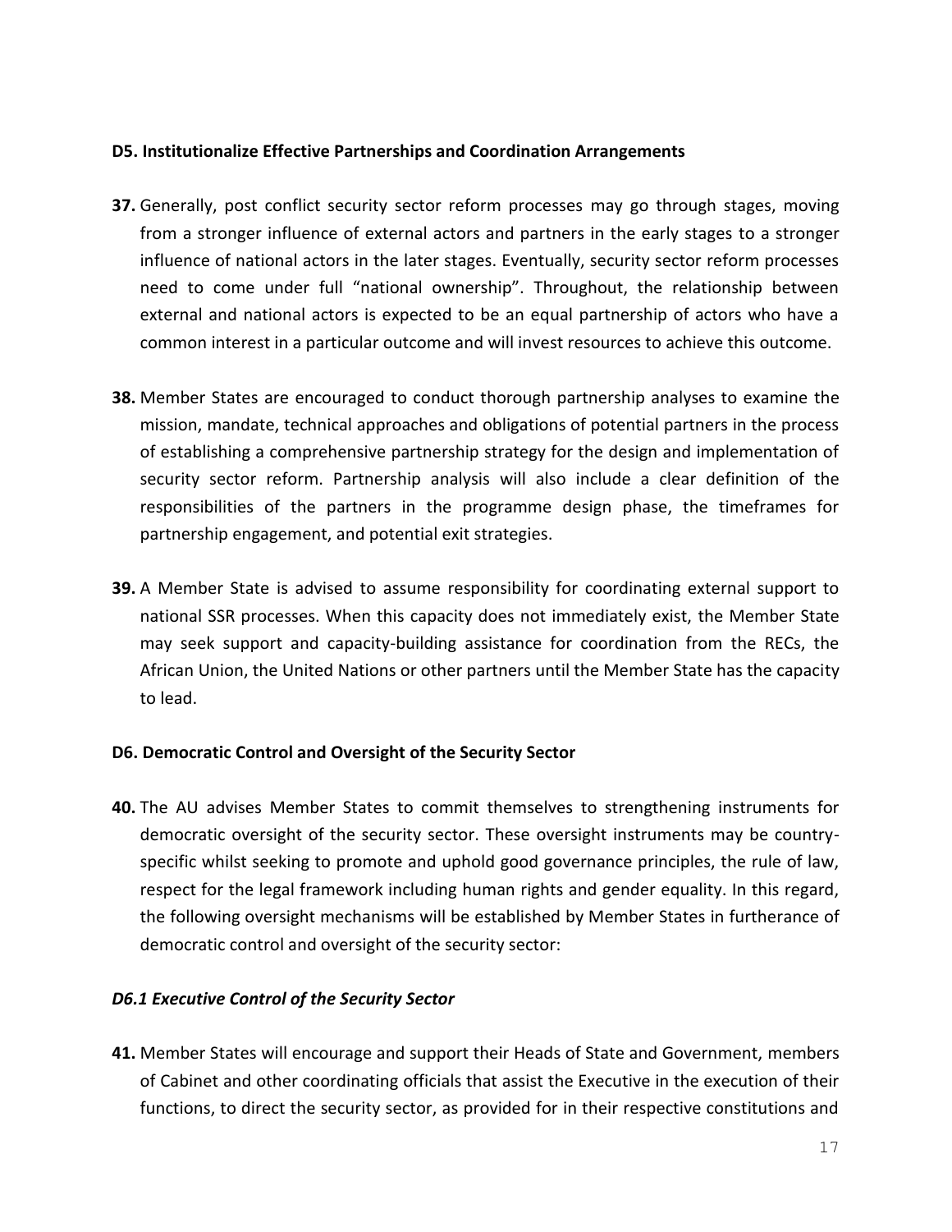**D5. Institutionalize Effective Partnerships and Coordination Arrangements**

**37.** Generally, post conflict security sector reform processes may go through stages, moving from a stronger influence of external actors and partners in the early stages to a stronger influence of national actors in the later stages. Eventually, security sector reform processes need to come under full "national ownership". Throughout, the relationship between external and national actors is expected to be an equal partnership of actors who have a common interest in a particular outcome and will invest resources to achieve this outcome.

**38.** Member States are encouraged to conduct thorough partnership analyses to examine the mission, mandate, technical approaches and obligations of potential partners in the process of establishing a comprehensive partnership strategy for the design and implementation of security sector reform. Partnership analysis will also include a clear definition of the responsibilities of the partners in the programme design phase, the timeframes for partnership engagement, and potential exit strategies.

**39.** A Member State is advised to assume responsibility for coordinating external support to national SSR processes. When this capacity does not immediately exist, the Member State may seek support and capacity-building assistance for coordination from the RECs, the African Union, the United Nations or other partners until the Member State has the capacity to lead.

**D6. Democratic Control and Oversight of the Security Sector**

**40.** The AU advises Member States to commit themselves to strengthening instruments for democratic oversight of the security sector. These oversight instruments may be country-specific whilst seeking to promote and uphold good governance principles, the rule of law, respect for the legal framework including human rights and gender equality. In this regard, the following oversight mechanisms will be established by Member States in furtherance of democratic control and oversight of the security sector:

***D6.1 Executive Control of the Security Sector***

**41.** Member States will encourage and support their Heads of State and Government, members of Cabinet and other coordinating officials that assist the Executive in the execution of their functions, to direct the security sector, as provided for in their respective constitutions and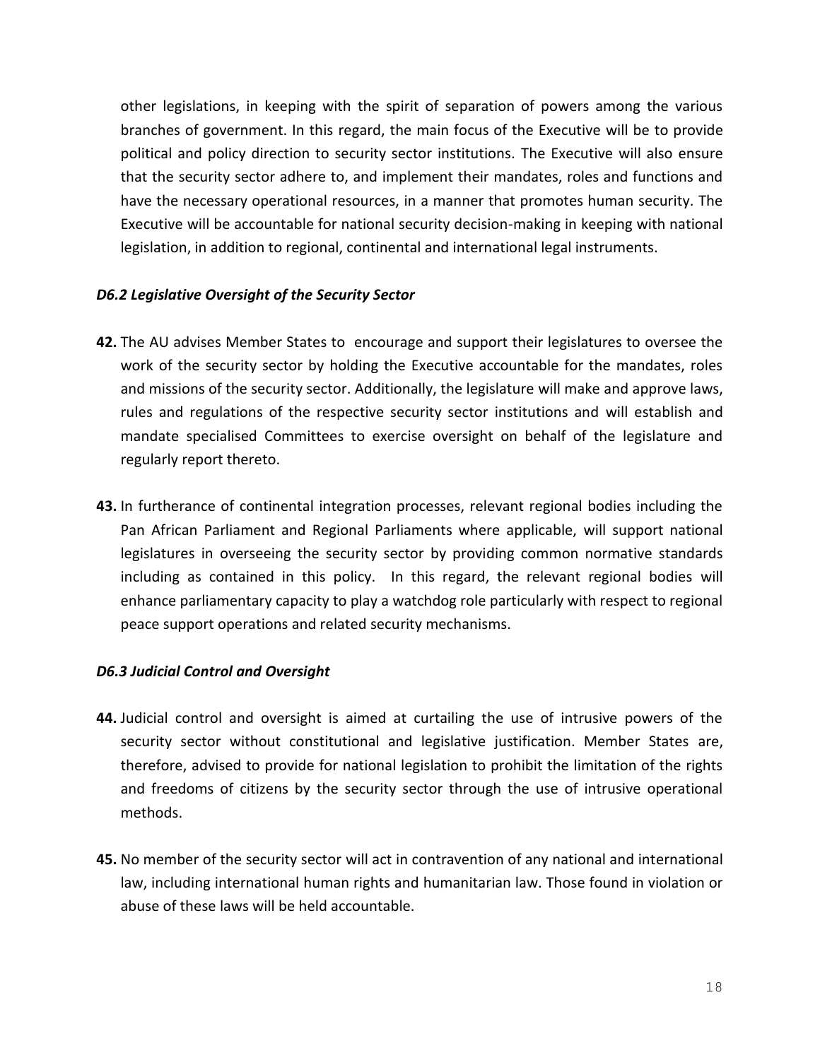other legislations, in keeping with the spirit of separation of powers among the various branches of government. In this regard, the main focus of the Executive will be to provide political and policy direction to security sector institutions. The Executive will also ensure that the security sector adhere to, and implement their mandates, roles and functions and have the necessary operational resources, in a manner that promotes human security. The Executive will be accountable for national security decision-making in keeping with national legislation, in addition to regional, continental and international legal instruments.

***D6.2 Legislative Oversight of the Security Sector***

**42.** The AU advises Member States to encourage and support their legislatures to oversee the work of the security sector by holding the Executive accountable for the mandates, roles and missions of the security sector. Additionally, the legislature will make and approve laws, rules and regulations of the respective security sector institutions and will establish and mandate specialised Committees to exercise oversight on behalf of the legislature and regularly report thereto.

**43.** In furtherance of continental integration processes, relevant regional bodies including the Pan African Parliament and Regional Parliaments where applicable, will support national legislatures in overseeing the security sector by providing common normative standards including as contained in this policy. In this regard, the relevant regional bodies will enhance parliamentary capacity to play a watchdog role particularly with respect to regional peace support operations and related security mechanisms.

***D6.3 Judicial Control and Oversight***

**44.** Judicial control and oversight is aimed at curtailing the use of intrusive powers of the security sector without constitutional and legislative justification. Member States are, therefore, advised to provide for national legislation to prohibit the limitation of the rights and freedoms of citizens by the security sector through the use of intrusive operational methods.

**45.** No member of the security sector will act in contravention of any national and international law, including international human rights and humanitarian law. Those found in violation or abuse of these laws will be held accountable.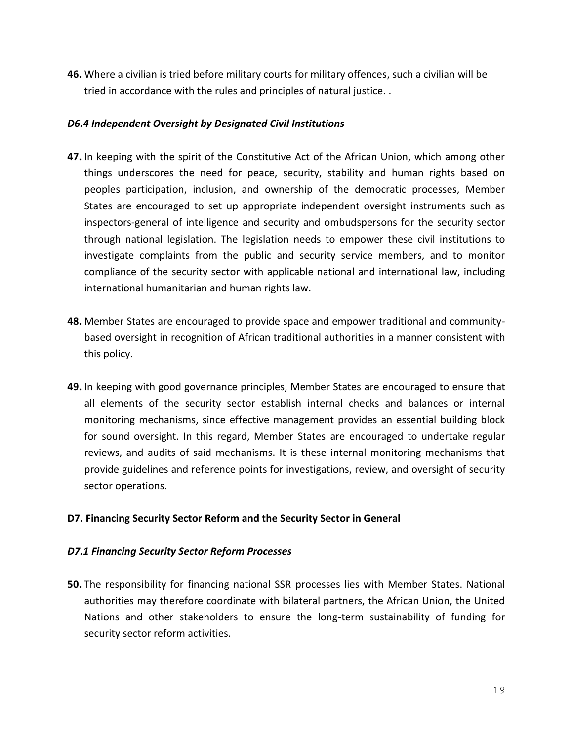**46.** Where a civilian is tried before military courts for military offences, such a civilian will be tried in accordance with the rules and principles of natural justice. .

### *D6.4 Independent Oversight by Designated Civil Institutions*

**47.** In keeping with the spirit of the Constitutive Act of the African Union, which among other things underscores the need for peace, security, stability and human rights based on peoples participation, inclusion, and ownership of the democratic processes, Member States are encouraged to set up appropriate independent oversight instruments such as inspectors-general of intelligence and security and ombudspersons for the security sector through national legislation. The legislation needs to empower these civil institutions to investigate complaints from the public and security service members, and to monitor compliance of the security sector with applicable national and international law, including international humanitarian and human rights law.

**48.** Member States are encouraged to provide space and empower traditional and community-based oversight in recognition of African traditional authorities in a manner consistent with this policy.

**49.** In keeping with good governance principles, Member States are encouraged to ensure that all elements of the security sector establish internal checks and balances or internal monitoring mechanisms, since effective management provides an essential building block for sound oversight. In this regard, Member States are encouraged to undertake regular reviews, and audits of said mechanisms. It is these internal monitoring mechanisms that provide guidelines and reference points for investigations, review, and oversight of security sector operations.

## D7. Financing Security Sector Reform and the Security Sector in General

### *D7.1 Financing Security Sector Reform Processes*

**50.** The responsibility for financing national SSR processes lies with Member States. National authorities may therefore coordinate with bilateral partners, the African Union, the United Nations and other stakeholders to ensure the long-term sustainability of funding for security sector reform activities.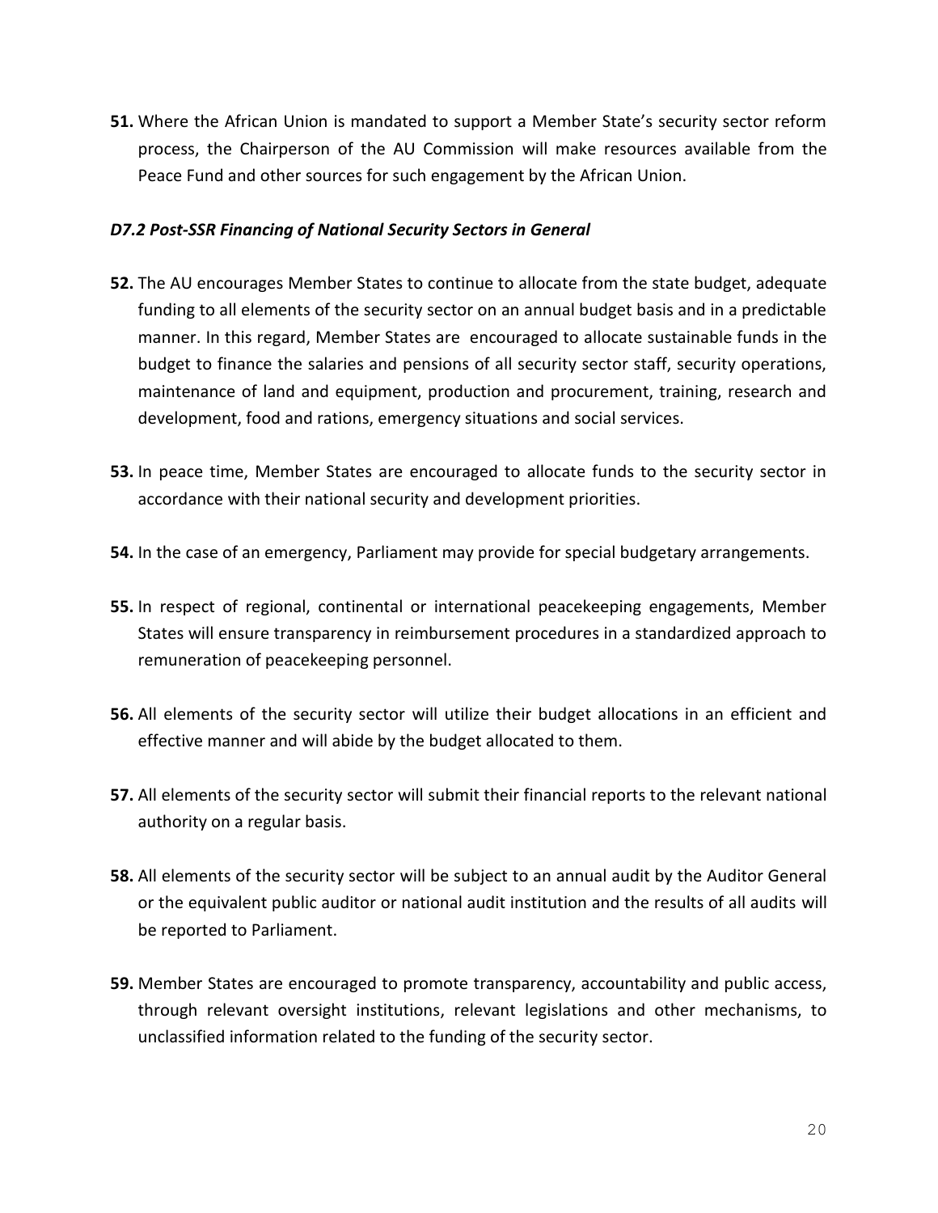**51.** Where the African Union is mandated to support a Member State's security sector reform process, the Chairperson of the AU Commission will make resources available from the Peace Fund and other sources for such engagement by the African Union.

### *D7.2 Post-SSR Financing of National Security Sectors in General*

**52.** The AU encourages Member States to continue to allocate from the state budget, adequate funding to all elements of the security sector on an annual budget basis and in a predictable manner. In this regard, Member States are encouraged to allocate sustainable funds in the budget to finance the salaries and pensions of all security sector staff, security operations, maintenance of land and equipment, production and procurement, training, research and development, food and rations, emergency situations and social services.

**53.** In peace time, Member States are encouraged to allocate funds to the security sector in accordance with their national security and development priorities.

**54.** In the case of an emergency, Parliament may provide for special budgetary arrangements.

**55.** In respect of regional, continental or international peacekeeping engagements, Member States will ensure transparency in reimbursement procedures in a standardized approach to remuneration of peacekeeping personnel.

**56.** All elements of the security sector will utilize their budget allocations in an efficient and effective manner and will abide by the budget allocated to them.

**57.** All elements of the security sector will submit their financial reports to the relevant national authority on a regular basis.

**58.** All elements of the security sector will be subject to an annual audit by the Auditor General or the equivalent public auditor or national audit institution and the results of all audits will be reported to Parliament.

**59.** Member States are encouraged to promote transparency, accountability and public access, through relevant oversight institutions, relevant legislations and other mechanisms, to unclassified information related to the funding of the security sector.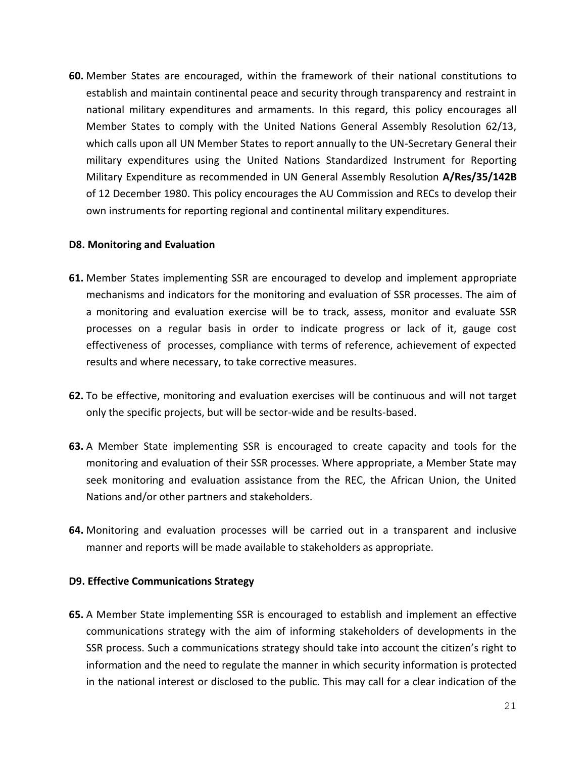**60.** Member States are encouraged, within the framework of their national constitutions to establish and maintain continental peace and security through transparency and restraint in national military expenditures and armaments. In this regard, this policy encourages all Member States to comply with the United Nations General Assembly Resolution 62/13, which calls upon all UN Member States to report annually to the UN-Secretary General their military expenditures using the United Nations Standardized Instrument for Reporting Military Expenditure as recommended in UN General Assembly Resolution **A/Res/35/142B** of 12 December 1980. This policy encourages the AU Commission and RECs to develop their own instruments for reporting regional and continental military expenditures.

**D8. Monitoring and Evaluation**

**61.** Member States implementing SSR are encouraged to develop and implement appropriate mechanisms and indicators for the monitoring and evaluation of SSR processes. The aim of a monitoring and evaluation exercise will be to track, assess, monitor and evaluate SSR processes on a regular basis in order to indicate progress or lack of it, gauge cost effectiveness of processes, compliance with terms of reference, achievement of expected results and where necessary, to take corrective measures.

**62.** To be effective, monitoring and evaluation exercises will be continuous and will not target only the specific projects, but will be sector-wide and be results-based.

**63.** A Member State implementing SSR is encouraged to create capacity and tools for the monitoring and evaluation of their SSR processes. Where appropriate, a Member State may seek monitoring and evaluation assistance from the REC, the African Union, the United Nations and/or other partners and stakeholders.

**64.** Monitoring and evaluation processes will be carried out in a transparent and inclusive manner and reports will be made available to stakeholders as appropriate.

**D9. Effective Communications Strategy**

**65.** A Member State implementing SSR is encouraged to establish and implement an effective communications strategy with the aim of informing stakeholders of developments in the SSR process. Such a communications strategy should take into account the citizen's right to information and the need to regulate the manner in which security information is protected in the national interest or disclosed to the public. This may call for a clear indication of the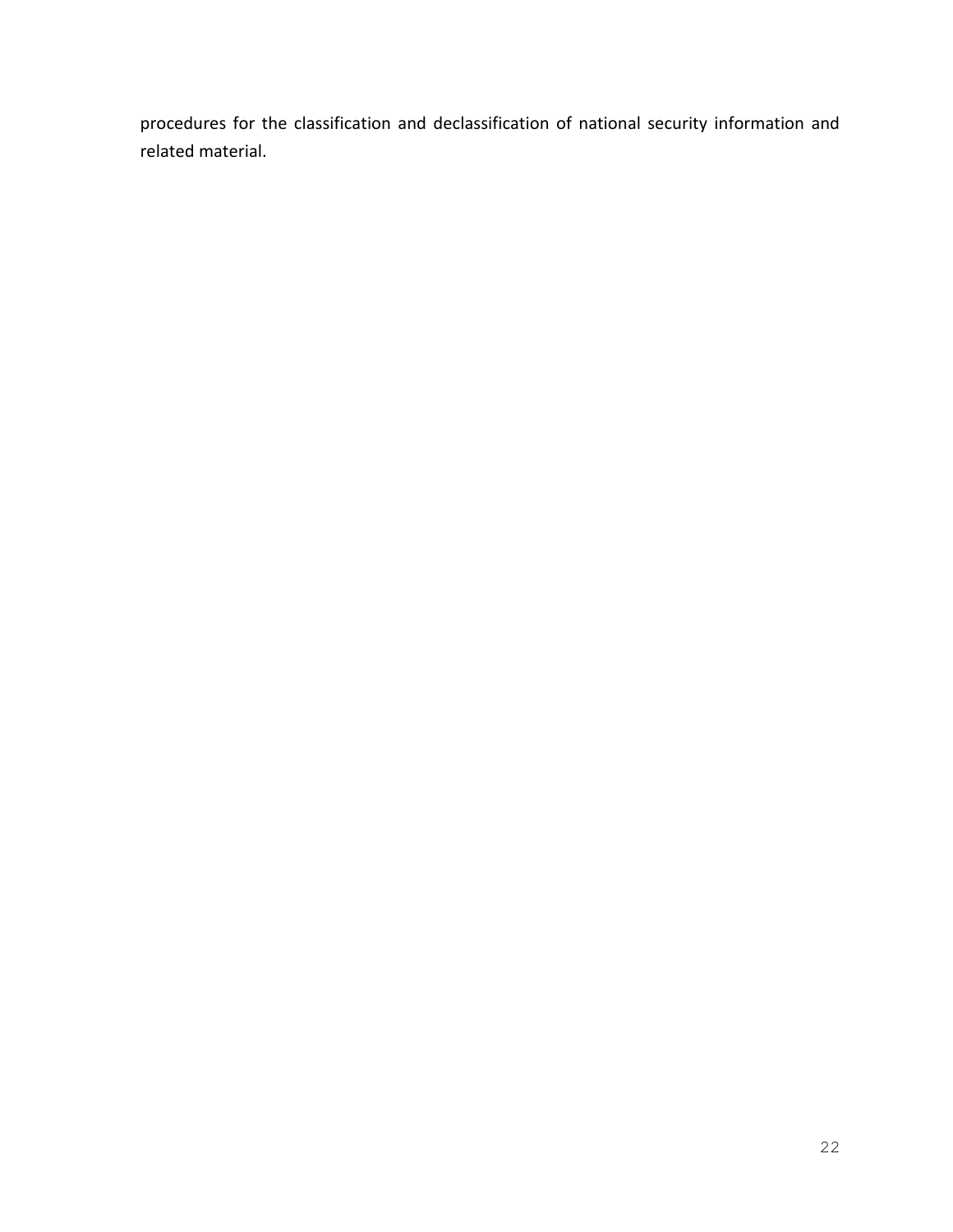procedures for the classification and declassification of national security information and related material.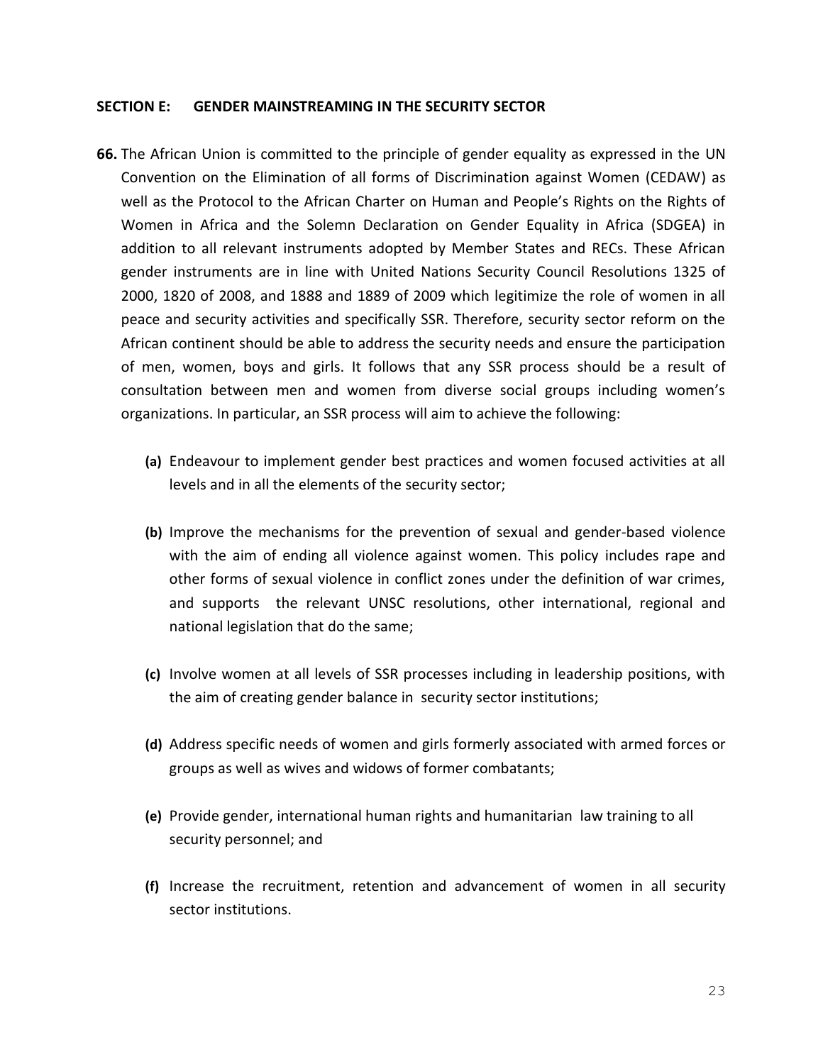## SECTION E: GENDER MAINSTREAMING IN THE SECURITY SECTOR

**66.** The African Union is committed to the principle of gender equality as expressed in the UN Convention on the Elimination of all forms of Discrimination against Women (CEDAW) as well as the Protocol to the African Charter on Human and People's Rights on the Rights of Women in Africa and the Solemn Declaration on Gender Equality in Africa (SDGEA) in addition to all relevant instruments adopted by Member States and RECs. These African gender instruments are in line with United Nations Security Council Resolutions 1325 of 2000, 1820 of 2008, and 1888 and 1889 of 2009 which legitimize the role of women in all peace and security activities and specifically SSR. Therefore, security sector reform on the African continent should be able to address the security needs and ensure the participation of men, women, boys and girls. It follows that any SSR process should be a result of consultation between men and women from diverse social groups including women's organizations. In particular, an SSR process will aim to achieve the following:

- **(a)** Endeavour to implement gender best practices and women focused activities at all levels and in all the elements of the security sector;
- **(b)** Improve the mechanisms for the prevention of sexual and gender-based violence with the aim of ending all violence against women. This policy includes rape and other forms of sexual violence in conflict zones under the definition of war crimes, and supports the relevant UNSC resolutions, other international, regional and national legislation that do the same;
- **(c)** Involve women at all levels of SSR processes including in leadership positions, with the aim of creating gender balance in security sector institutions;
- **(d)** Address specific needs of women and girls formerly associated with armed forces or groups as well as wives and widows of former combatants;
- **(e)** Provide gender, international human rights and humanitarian law training to all security personnel; and
- **(f)** Increase the recruitment, retention and advancement of women in all security sector institutions.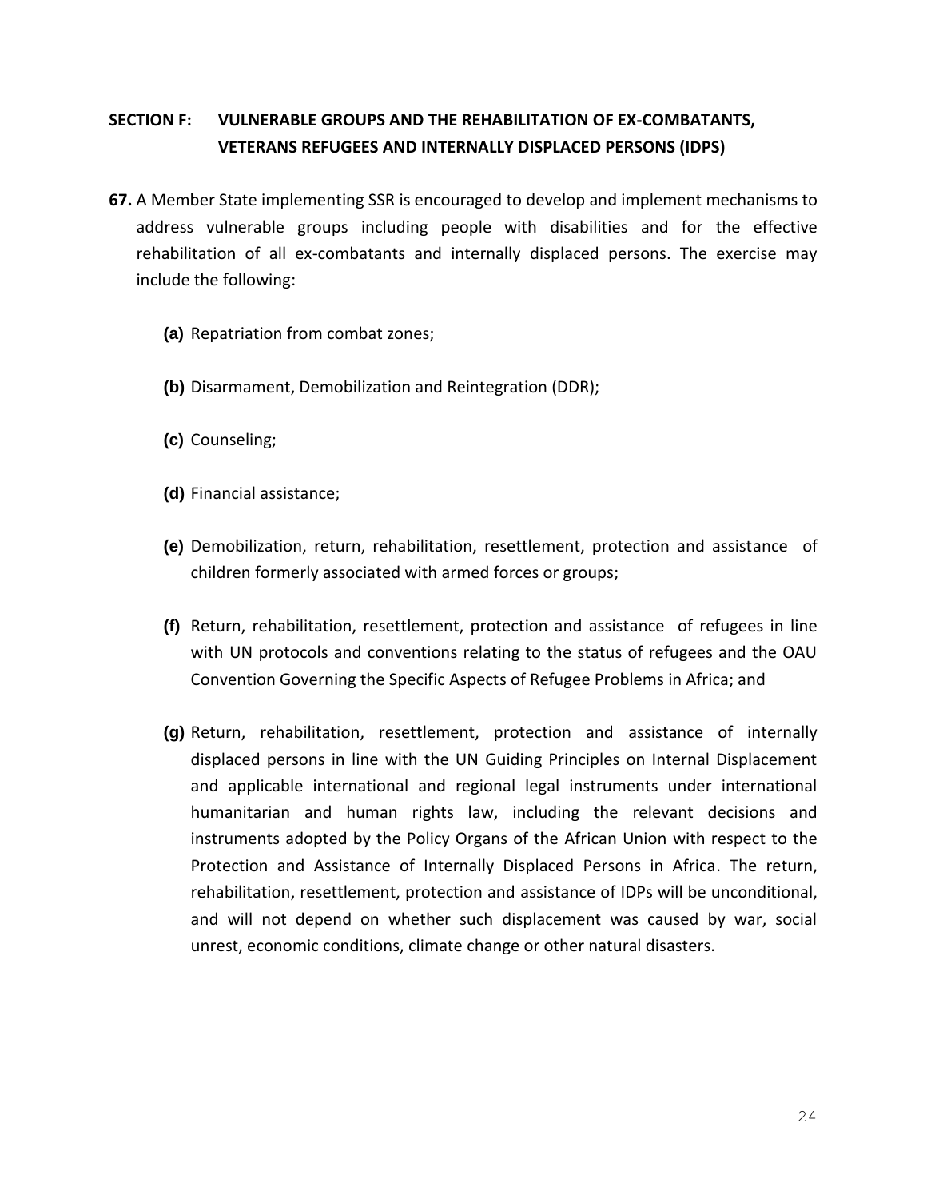## SECTION F: VULNERABLE GROUPS AND THE REHABILITATION OF EX-COMBATANTS, VETERANS REFUGEES AND INTERNALLY DISPLACED PERSONS (IDPS)

**67.** A Member State implementing SSR is encouraged to develop and implement mechanisms to address vulnerable groups including people with disabilities and for the effective rehabilitation of all ex-combatants and internally displaced persons. The exercise may include the following:

**(a)** Repatriation from combat zones;

**(b)** Disarmament, Demobilization and Reintegration (DDR);

**(c)** Counseling;

**(d)** Financial assistance;

**(e)** Demobilization, return, rehabilitation, resettlement, protection and assistance of children formerly associated with armed forces or groups;

**(f)** Return, rehabilitation, resettlement, protection and assistance of refugees in line with UN protocols and conventions relating to the status of refugees and the OAU Convention Governing the Specific Aspects of Refugee Problems in Africa; and

**(g)** Return, rehabilitation, resettlement, protection and assistance of internally displaced persons in line with the UN Guiding Principles on Internal Displacement and applicable international and regional legal instruments under international humanitarian and human rights law, including the relevant decisions and instruments adopted by the Policy Organs of the African Union with respect to the Protection and Assistance of Internally Displaced Persons in Africa. The return, rehabilitation, resettlement, protection and assistance of IDPs will be unconditional, and will not depend on whether such displacement was caused by war, social unrest, economic conditions, climate change or other natural disasters.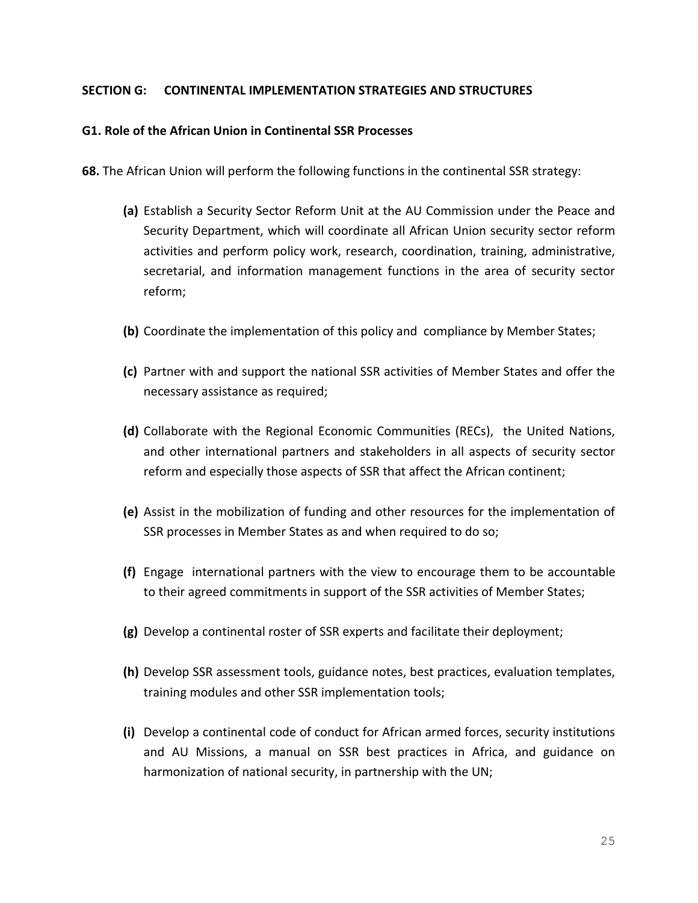## SECTION G: CONTINENTAL IMPLEMENTATION STRATEGIES AND STRUCTURES

### G1. Role of the African Union in Continental SSR Processes

**68.** The African Union will perform the following functions in the continental SSR strategy:

**(a)** Establish a Security Sector Reform Unit at the AU Commission under the Peace and Security Department, which will coordinate all African Union security sector reform activities and perform policy work, research, coordination, training, administrative, secretarial, and information management functions in the area of security sector reform;

**(b)** Coordinate the implementation of this policy and compliance by Member States;

**(c)** Partner with and support the national SSR activities of Member States and offer the necessary assistance as required;

**(d)** Collaborate with the Regional Economic Communities (RECs), the United Nations, and other international partners and stakeholders in all aspects of security sector reform and especially those aspects of SSR that affect the African continent;

**(e)** Assist in the mobilization of funding and other resources for the implementation of SSR processes in Member States as and when required to do so;

**(f)** Engage international partners with the view to encourage them to be accountable to their agreed commitments in support of the SSR activities of Member States;

**(g)** Develop a continental roster of SSR experts and facilitate their deployment;

**(h)** Develop SSR assessment tools, guidance notes, best practices, evaluation templates, training modules and other SSR implementation tools;

**(i)** Develop a continental code of conduct for African armed forces, security institutions and AU Missions, a manual on SSR best practices in Africa, and guidance on harmonization of national security, in partnership with the UN;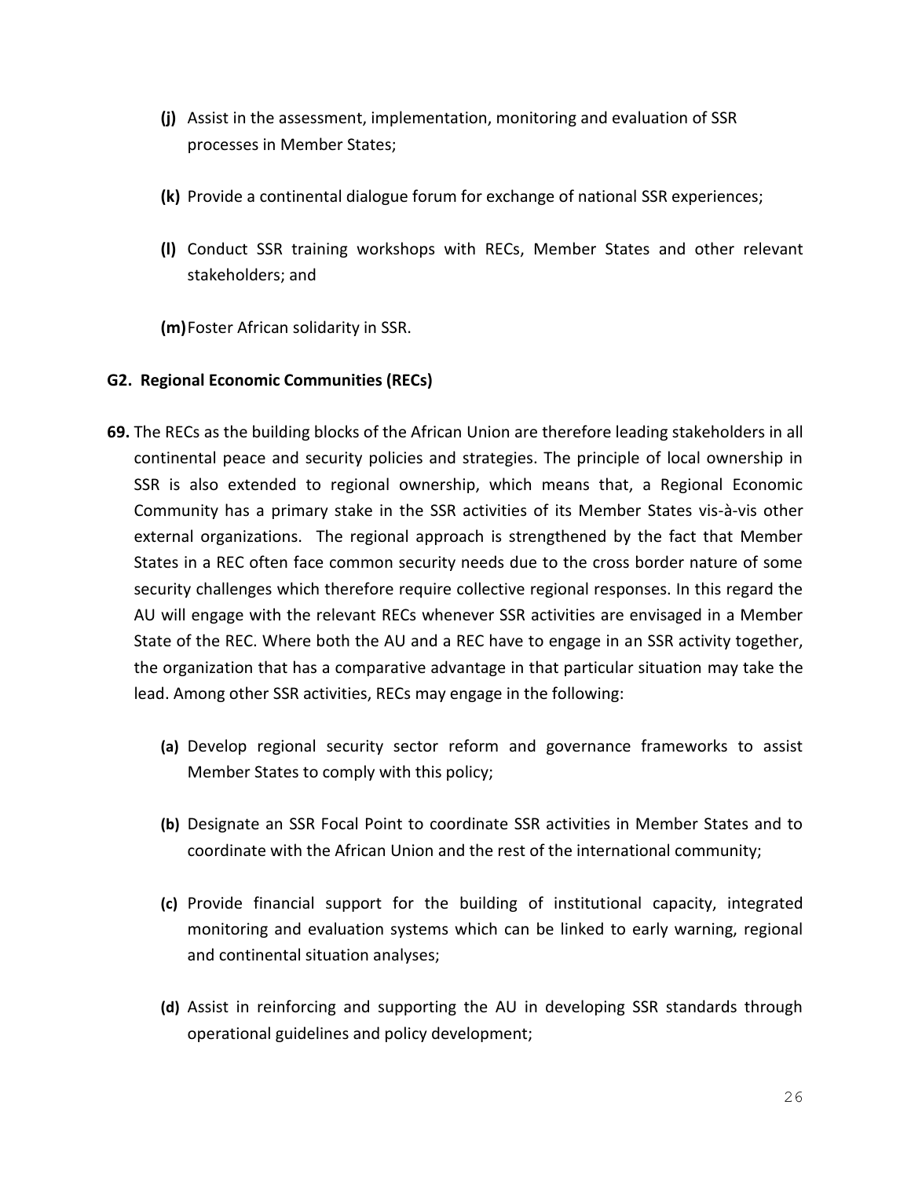**(j)** Assist in the assessment, implementation, monitoring and evaluation of SSR processes in Member States;

**(k)** Provide a continental dialogue forum for exchange of national SSR experiences;

**(l)** Conduct SSR training workshops with RECs, Member States and other relevant stakeholders; and

**(m)** Foster African solidarity in SSR.

### G2. Regional Economic Communities (RECs)

**69.** The RECs as the building blocks of the African Union are therefore leading stakeholders in all continental peace and security policies and strategies. The principle of local ownership in SSR is also extended to regional ownership, which means that, a Regional Economic Community has a primary stake in the SSR activities of its Member States vis-à-vis other external organizations. The regional approach is strengthened by the fact that Member States in a REC often face common security needs due to the cross border nature of some security challenges which therefore require collective regional responses. In this regard the AU will engage with the relevant RECs whenever SSR activities are envisaged in a Member State of the REC. Where both the AU and a REC have to engage in an SSR activity together, the organization that has a comparative advantage in that particular situation may take the lead. Among other SSR activities, RECs may engage in the following:

**(a)** Develop regional security sector reform and governance frameworks to assist Member States to comply with this policy;

**(b)** Designate an SSR Focal Point to coordinate SSR activities in Member States and to coordinate with the African Union and the rest of the international community;

**(c)** Provide financial support for the building of institutional capacity, integrated monitoring and evaluation systems which can be linked to early warning, regional and continental situation analyses;

**(d)** Assist in reinforcing and supporting the AU in developing SSR standards through operational guidelines and policy development;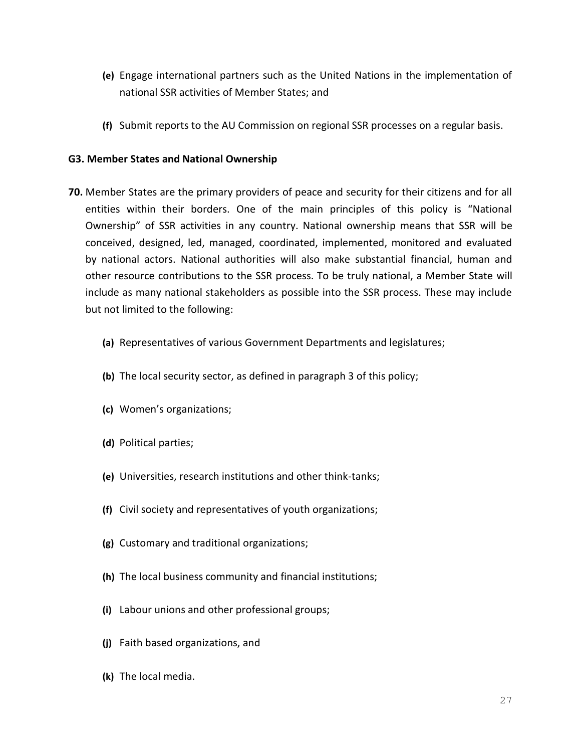**(e)** Engage international partners such as the United Nations in the implementation of national SSR activities of Member States; and

**(f)** Submit reports to the AU Commission on regional SSR processes on a regular basis.

### G3. Member States and National Ownership

**70.** Member States are the primary providers of peace and security for their citizens and for all entities within their borders. One of the main principles of this policy is "National Ownership" of SSR activities in any country. National ownership means that SSR will be conceived, designed, led, managed, coordinated, implemented, monitored and evaluated by national actors. National authorities will also make substantial financial, human and other resource contributions to the SSR process. To be truly national, a Member State will include as many national stakeholders as possible into the SSR process. These may include but not limited to the following:

**(a)** Representatives of various Government Departments and legislatures;

**(b)** The local security sector, as defined in paragraph 3 of this policy;

**(c)** Women's organizations;

**(d)** Political parties;

**(e)** Universities, research institutions and other think-tanks;

**(f)** Civil society and representatives of youth organizations;

**(g)** Customary and traditional organizations;

**(h)** The local business community and financial institutions;

**(i)** Labour unions and other professional groups;

**(j)** Faith based organizations, and

**(k)** The local media.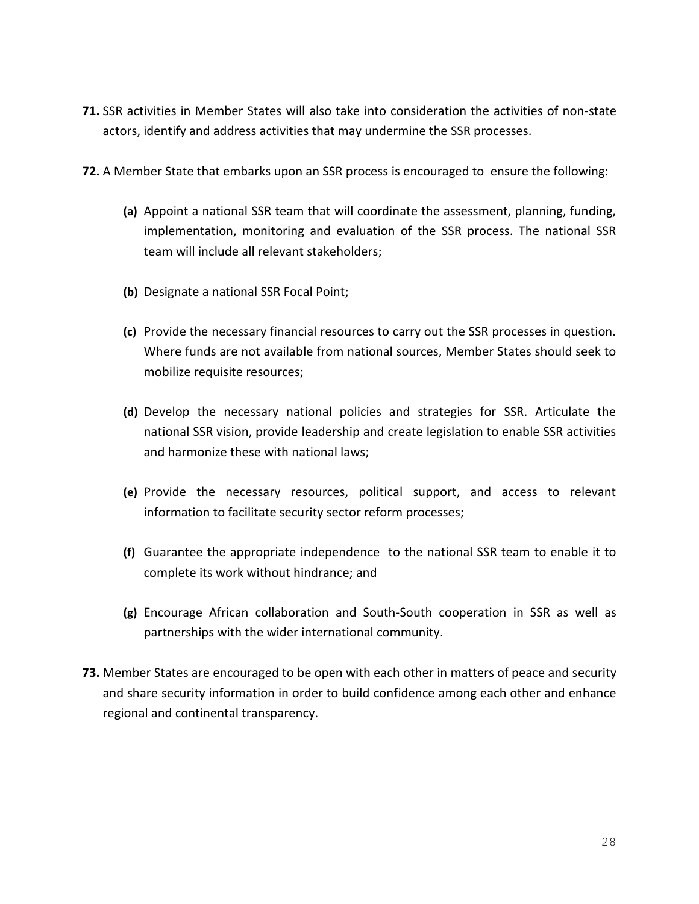**71.** SSR activities in Member States will also take into consideration the activities of non-state actors, identify and address activities that may undermine the SSR processes.

**72.** A Member State that embarks upon an SSR process is encouraged to ensure the following:

- **(a)** Appoint a national SSR team that will coordinate the assessment, planning, funding, implementation, monitoring and evaluation of the SSR process. The national SSR team will include all relevant stakeholders;
- **(b)** Designate a national SSR Focal Point;
- **(c)** Provide the necessary financial resources to carry out the SSR processes in question. Where funds are not available from national sources, Member States should seek to mobilize requisite resources;
- **(d)** Develop the necessary national policies and strategies for SSR. Articulate the national SSR vision, provide leadership and create legislation to enable SSR activities and harmonize these with national laws;
- **(e)** Provide the necessary resources, political support, and access to relevant information to facilitate security sector reform processes;
- **(f)** Guarantee the appropriate independence to the national SSR team to enable it to complete its work without hindrance; and
- **(g)** Encourage African collaboration and South-South cooperation in SSR as well as partnerships with the wider international community.

**73.** Member States are encouraged to be open with each other in matters of peace and security and share security information in order to build confidence among each other and enhance regional and continental transparency.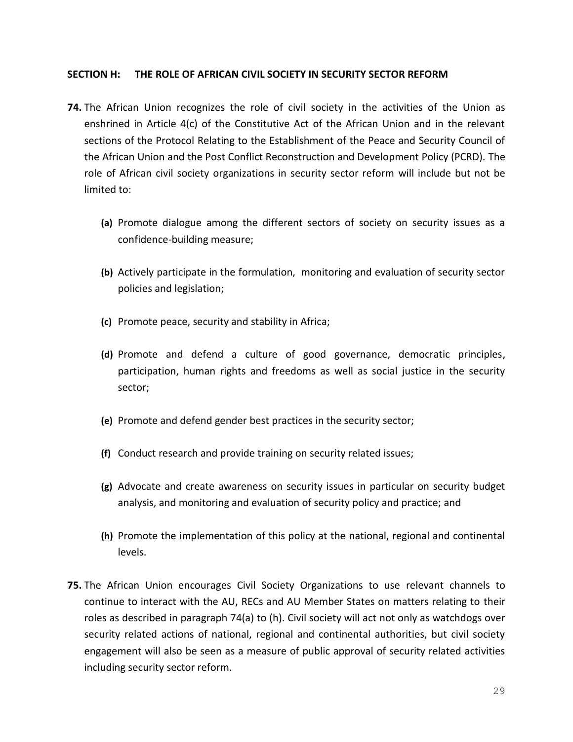## SECTION H: THE ROLE OF AFRICAN CIVIL SOCIETY IN SECURITY SECTOR REFORM

**74.** The African Union recognizes the role of civil society in the activities of the Union as enshrined in Article 4(c) of the Constitutive Act of the African Union and in the relevant sections of the Protocol Relating to the Establishment of the Peace and Security Council of the African Union and the Post Conflict Reconstruction and Development Policy (PCRD). The role of African civil society organizations in security sector reform will include but not be limited to:

- **(a)** Promote dialogue among the different sectors of society on security issues as a confidence-building measure;
- **(b)** Actively participate in the formulation, monitoring and evaluation of security sector policies and legislation;
- **(c)** Promote peace, security and stability in Africa;
- **(d)** Promote and defend a culture of good governance, democratic principles, participation, human rights and freedoms as well as social justice in the security sector;
- **(e)** Promote and defend gender best practices in the security sector;
- **(f)** Conduct research and provide training on security related issues;
- **(g)** Advocate and create awareness on security issues in particular on security budget analysis, and monitoring and evaluation of security policy and practice; and
- **(h)** Promote the implementation of this policy at the national, regional and continental levels.

**75.** The African Union encourages Civil Society Organizations to use relevant channels to continue to interact with the AU, RECs and AU Member States on matters relating to their roles as described in paragraph 74(a) to (h). Civil society will act not only as watchdogs over security related actions of national, regional and continental authorities, but civil society engagement will also be seen as a measure of public approval of security related activities including security sector reform.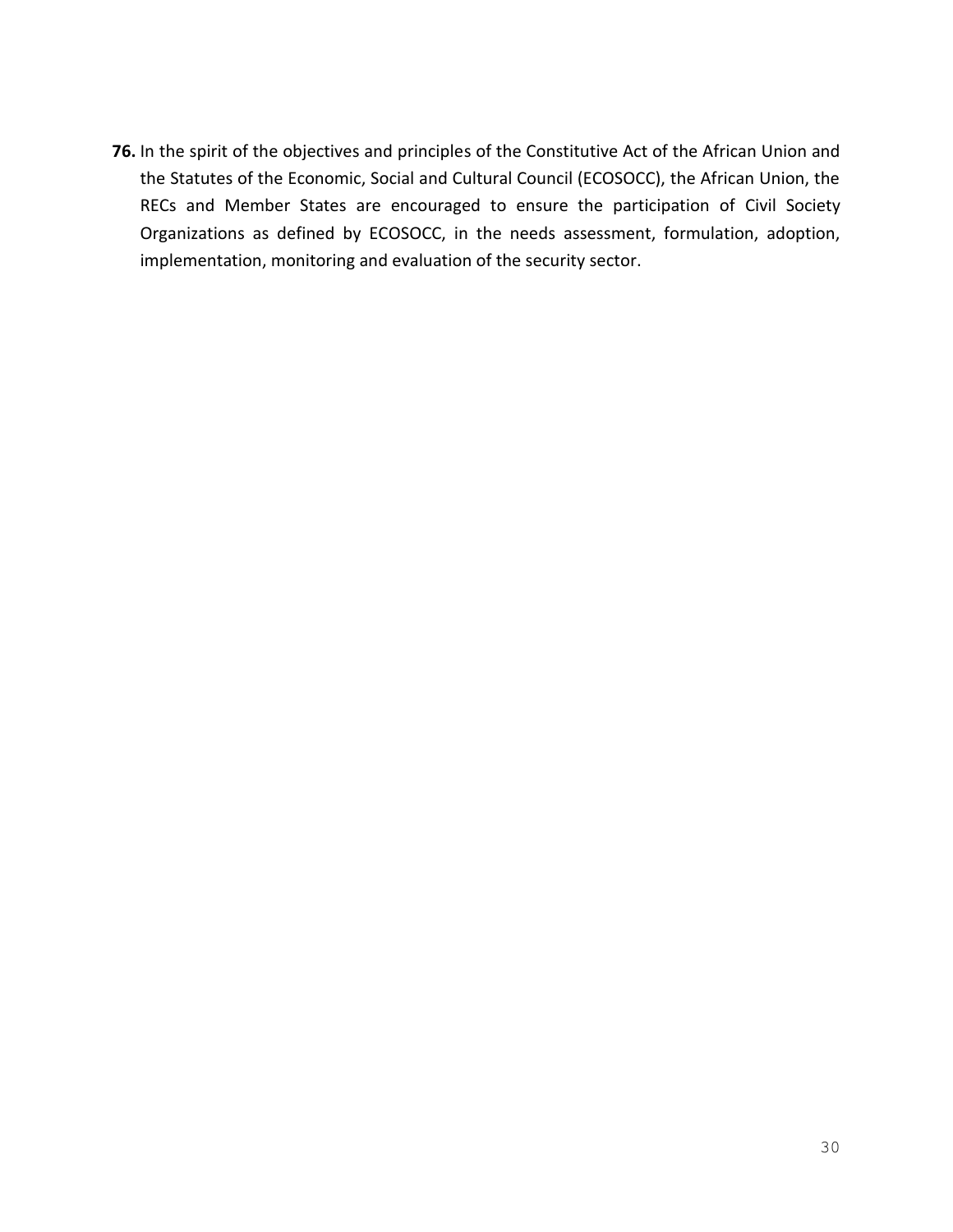**76.** In the spirit of the objectives and principles of the Constitutive Act of the African Union and the Statutes of the Economic, Social and Cultural Council (ECOSOCC), the African Union, the RECs and Member States are encouraged to ensure the participation of Civil Society Organizations as defined by ECOSOCC, in the needs assessment, formulation, adoption, implementation, monitoring and evaluation of the security sector.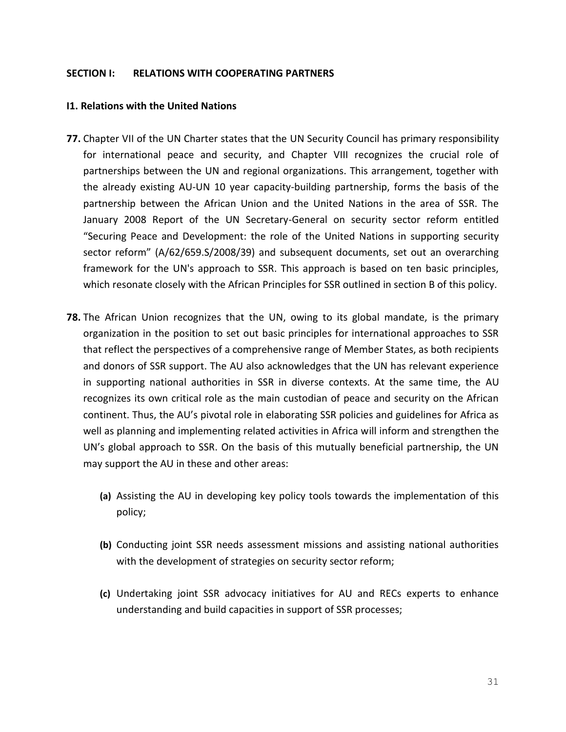## SECTION I: RELATIONS WITH COOPERATING PARTNERS

### I1. Relations with the United Nations

**77.** Chapter VII of the UN Charter states that the UN Security Council has primary responsibility for international peace and security, and Chapter VIII recognizes the crucial role of partnerships between the UN and regional organizations. This arrangement, together with the already existing AU-UN 10 year capacity-building partnership, forms the basis of the partnership between the African Union and the United Nations in the area of SSR. The January 2008 Report of the UN Secretary-General on security sector reform entitled "Securing Peace and Development: the role of the United Nations in supporting security sector reform" (A/62/659.S/2008/39) and subsequent documents, set out an overarching framework for the UN's approach to SSR. This approach is based on ten basic principles, which resonate closely with the African Principles for SSR outlined in section B of this policy.

**78.** The African Union recognizes that the UN, owing to its global mandate, is the primary organization in the position to set out basic principles for international approaches to SSR that reflect the perspectives of a comprehensive range of Member States, as both recipients and donors of SSR support. The AU also acknowledges that the UN has relevant experience in supporting national authorities in SSR in diverse contexts. At the same time, the AU recognizes its own critical role as the main custodian of peace and security on the African continent. Thus, the AU's pivotal role in elaborating SSR policies and guidelines for Africa as well as planning and implementing related activities in Africa will inform and strengthen the UN's global approach to SSR. On the basis of this mutually beneficial partnership, the UN may support the AU in these and other areas:

- **(a)** Assisting the AU in developing key policy tools towards the implementation of this policy;
- **(b)** Conducting joint SSR needs assessment missions and assisting national authorities with the development of strategies on security sector reform;
- **(c)** Undertaking joint SSR advocacy initiatives for AU and RECs experts to enhance understanding and build capacities in support of SSR processes;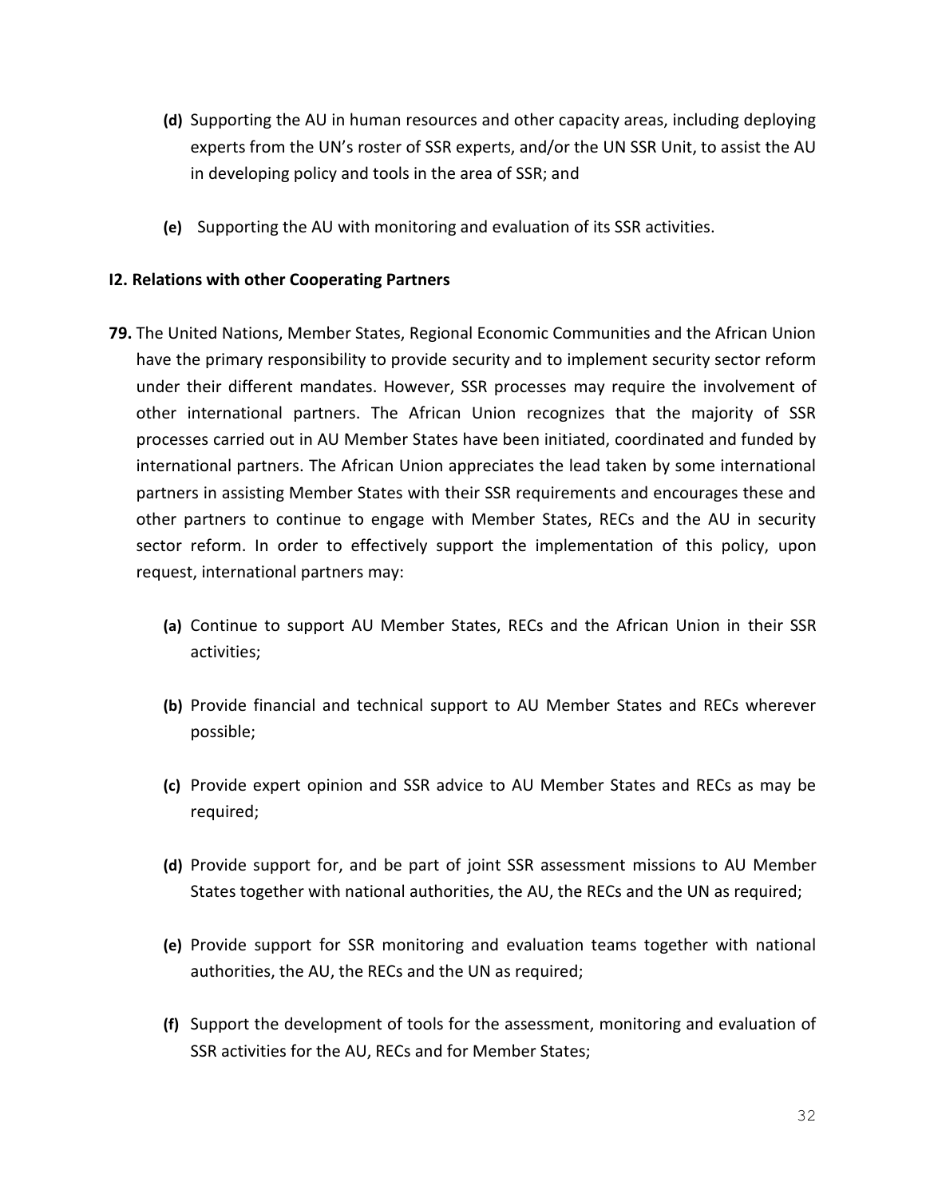**(d)** Supporting the AU in human resources and other capacity areas, including deploying experts from the UN's roster of SSR experts, and/or the UN SSR Unit, to assist the AU in developing policy and tools in the area of SSR; and

**(e)** Supporting the AU with monitoring and evaluation of its SSR activities.

**I2. Relations with other Cooperating Partners**

**79.** The United Nations, Member States, Regional Economic Communities and the African Union have the primary responsibility to provide security and to implement security sector reform under their different mandates. However, SSR processes may require the involvement of other international partners. The African Union recognizes that the majority of SSR processes carried out in AU Member States have been initiated, coordinated and funded by international partners. The African Union appreciates the lead taken by some international partners in assisting Member States with their SSR requirements and encourages these and other partners to continue to engage with Member States, RECs and the AU in security sector reform. In order to effectively support the implementation of this policy, upon request, international partners may:

**(a)** Continue to support AU Member States, RECs and the African Union in their SSR activities;

**(b)** Provide financial and technical support to AU Member States and RECs wherever possible;

**(c)** Provide expert opinion and SSR advice to AU Member States and RECs as may be required;

**(d)** Provide support for, and be part of joint SSR assessment missions to AU Member States together with national authorities, the AU, the RECs and the UN as required;

**(e)** Provide support for SSR monitoring and evaluation teams together with national authorities, the AU, the RECs and the UN as required;

**(f)** Support the development of tools for the assessment, monitoring and evaluation of SSR activities for the AU, RECs and for Member States;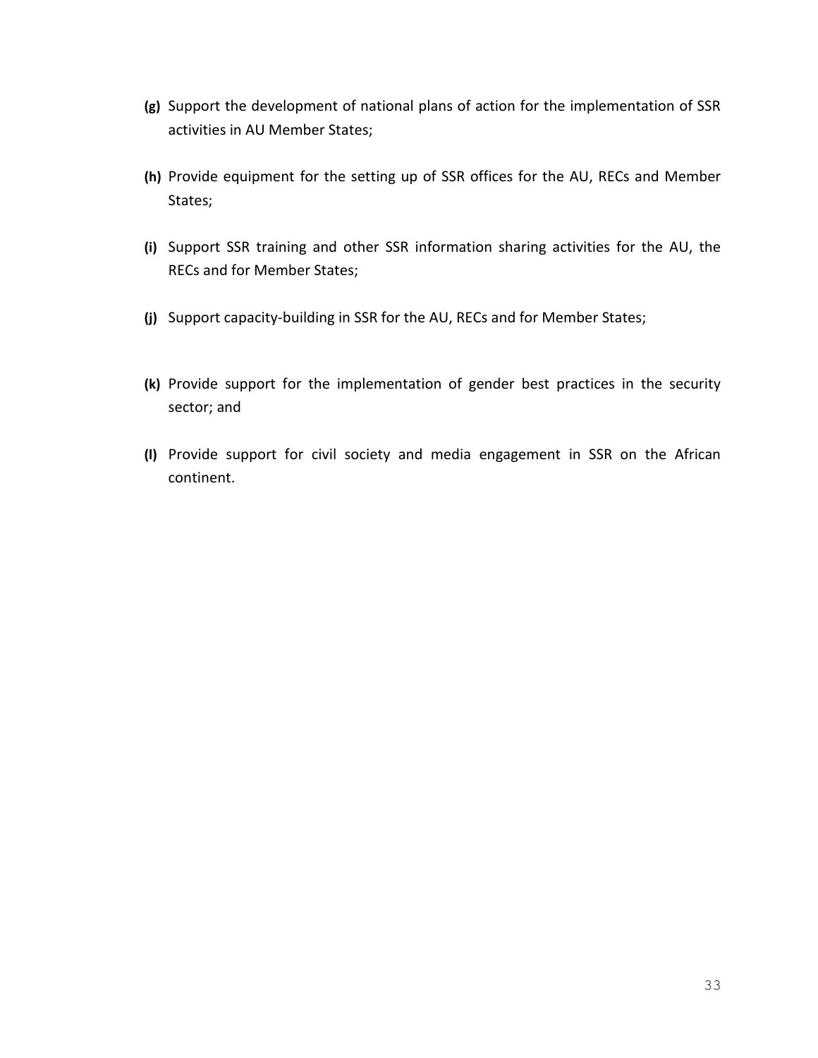**(g)** Support the development of national plans of action for the implementation of SSR activities in AU Member States;

**(h)** Provide equipment for the setting up of SSR offices for the AU, RECs and Member States;

**(i)** Support SSR training and other SSR information sharing activities for the AU, the RECs and for Member States;

**(j)** Support capacity-building in SSR for the AU, RECs and for Member States;

**(k)** Provide support for the implementation of gender best practices in the security sector; and

**(l)** Provide support for civil society and media engagement in SSR on the African continent.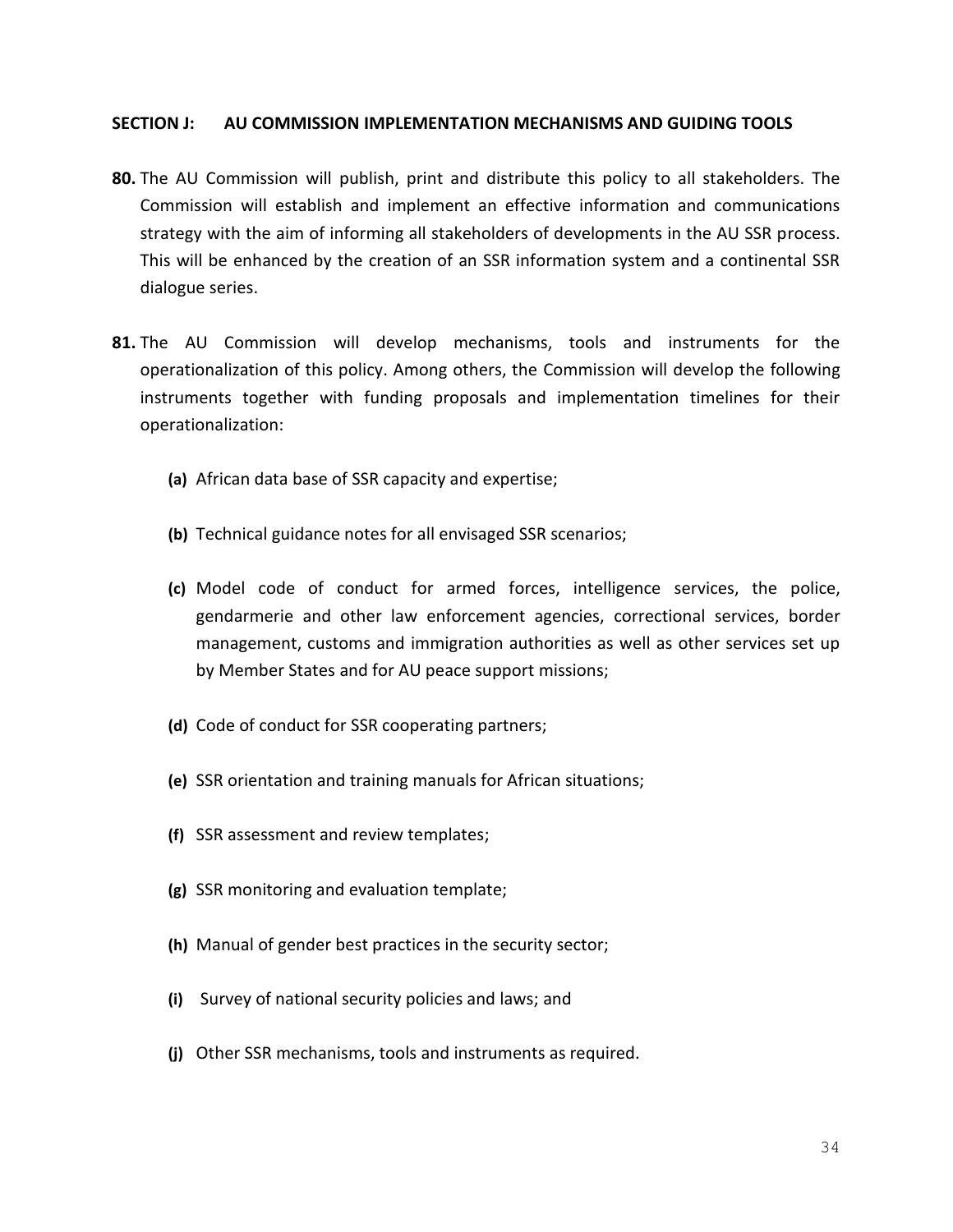## SECTION J: AU COMMISSION IMPLEMENTATION MECHANISMS AND GUIDING TOOLS

**80.** The AU Commission will publish, print and distribute this policy to all stakeholders. The Commission will establish and implement an effective information and communications strategy with the aim of informing all stakeholders of developments in the AU SSR process. This will be enhanced by the creation of an SSR information system and a continental SSR dialogue series.

**81.** The AU Commission will develop mechanisms, tools and instruments for the operationalization of this policy. Among others, the Commission will develop the following instruments together with funding proposals and implementation timelines for their operationalization:

- **(a)** African data base of SSR capacity and expertise;
- **(b)** Technical guidance notes for all envisaged SSR scenarios;
- **(c)** Model code of conduct for armed forces, intelligence services, the police, gendarmerie and other law enforcement agencies, correctional services, border management, customs and immigration authorities as well as other services set up by Member States and for AU peace support missions;
- **(d)** Code of conduct for SSR cooperating partners;
- **(e)** SSR orientation and training manuals for African situations;
- **(f)** SSR assessment and review templates;
- **(g)** SSR monitoring and evaluation template;
- **(h)** Manual of gender best practices in the security sector;
- **(i)** Survey of national security policies and laws; and
- **(j)** Other SSR mechanisms, tools and instruments as required.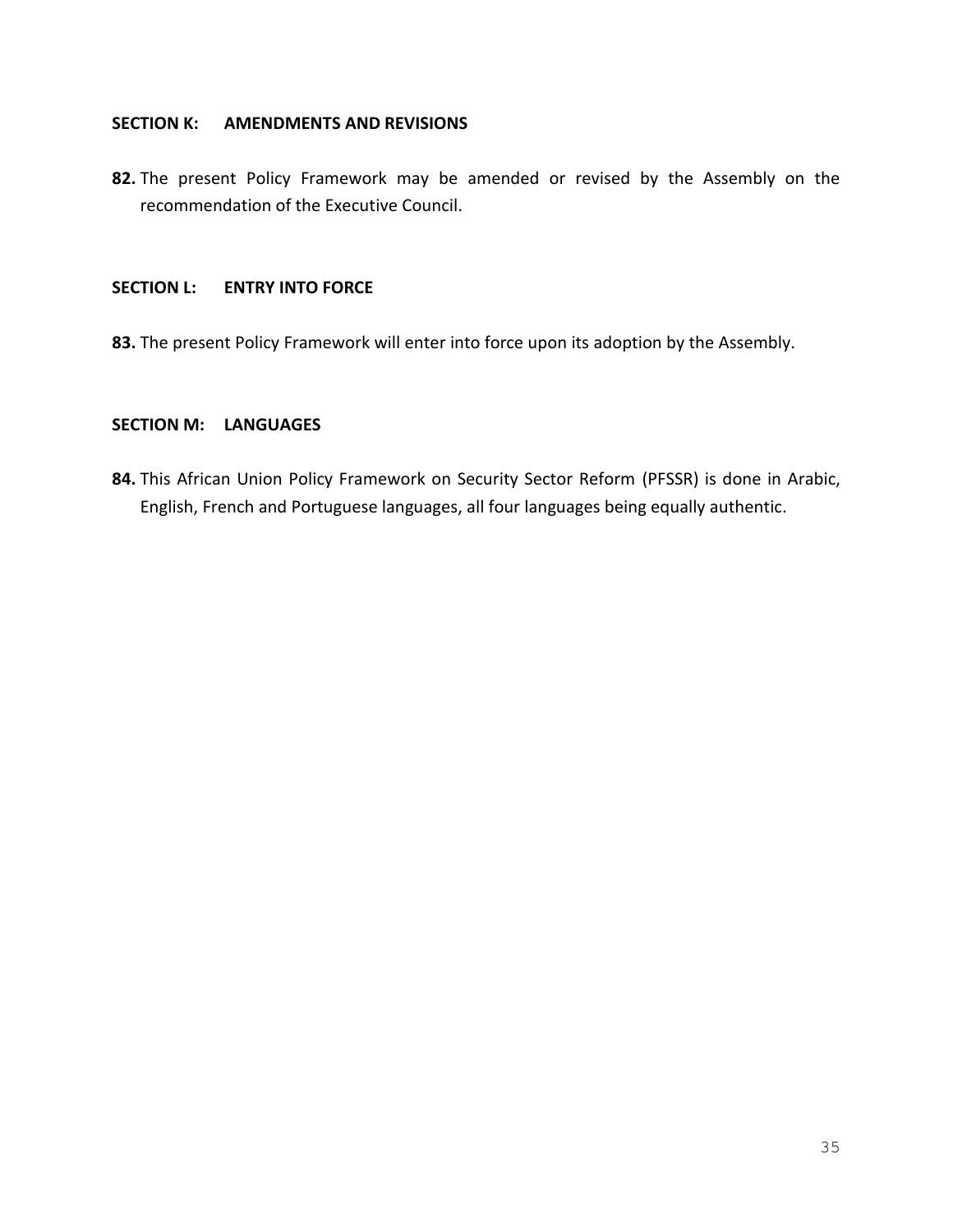## SECTION K: AMENDMENTS AND REVISIONS

**82.** The present Policy Framework may be amended or revised by the Assembly on the recommendation of the Executive Council.

## SECTION L: ENTRY INTO FORCE

**83.** The present Policy Framework will enter into force upon its adoption by the Assembly.

## SECTION M: LANGUAGES

**84.** This African Union Policy Framework on Security Sector Reform (PFSSR) is done in Arabic, English, French and Portuguese languages, all four languages being equally authentic.